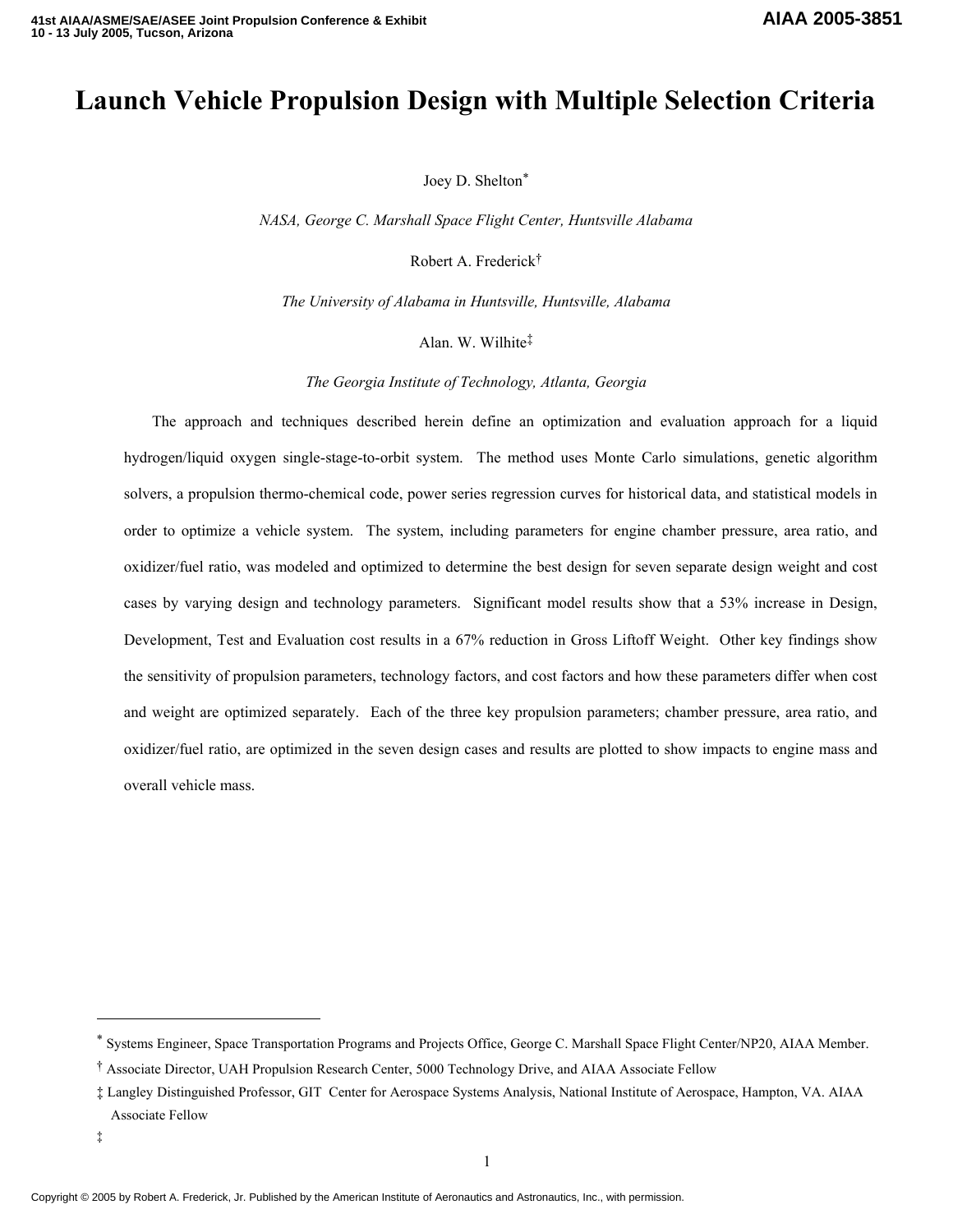# Launch Vehicle Propulsion Design with Multiple Selection Criteria

Joey D. Shelton[*]

*NASA, George C. Marshall Space Flight Center, Huntsville Alabama*

Robert A. Frederick[†]

*The University of Alabama in Huntsville, Huntsville, Alabama*

Alan. W. Wilhite[‡]

*The Georgia Institute of Technology, Atlanta, Georgia*

The approach and techniques described herein define an optimization and evaluation approach for a liquid hydrogen/liquid oxygen single-stage-to-orbit system. The method uses Monte Carlo simulations, genetic algorithm solvers, a propulsion thermo-chemical code, power series regression curves for historical data, and statistical models in order to optimize a vehicle system. The system, including parameters for engine chamber pressure, area ratio, and oxidizer/fuel ratio, was modeled and optimized to determine the best design for seven separate design weight and cost cases by varying design and technology parameters. Significant model results show that a 53% increase in Design, Development, Test and Evaluation cost results in a 67% reduction in Gross Liftoff Weight. Other key findings show the sensitivity of propulsion parameters, technology factors, and cost factors and how these parameters differ when cost and weight are optimized separately. Each of the three key propulsion parameters; chamber pressure, area ratio, and oxidizer/fuel ratio, are optimized in the seven design cases and results are plotted to show impacts to engine mass and overall vehicle mass.

---

[*] Systems Engineer, Space Transportation Programs and Projects Office, George C. Marshall Space Flight Center/NP20, AIAA Member.

[†] Associate Director, UAH Propulsion Research Center, 5000 Technology Drive, and AIAA Associate Fellow

[‡] Langley Distinguished Professor, GIT Center for Aerospace Systems Analysis, National Institute of Aerospace, Hampton, VA. AIAA Associate Fellow

[‡]

Copyright © 2005 by Robert A. Frederick, Jr. Published by the American Institute of Aeronautics and Astronautics, Inc., with permission.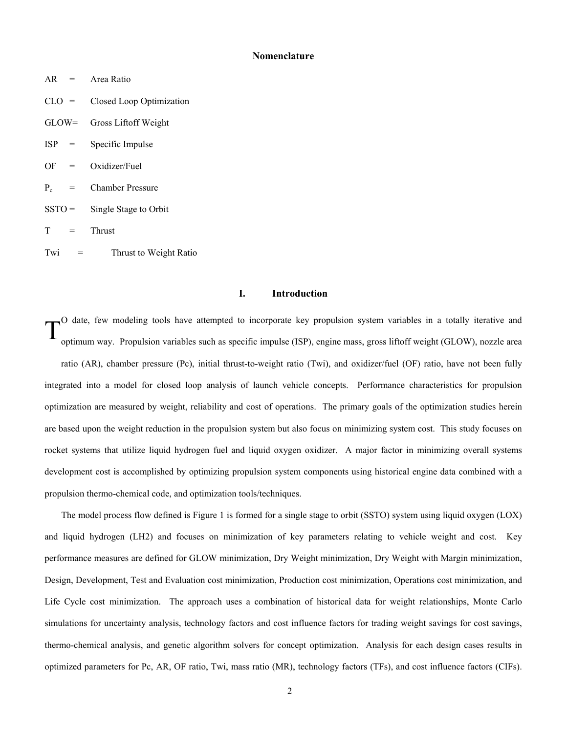## Nomenclature

AR = Area Ratio

CLO = Closed Loop Optimization

GLOW= Gross Liftoff Weight

ISP = Specific Impulse

OF = Oxidizer/Fuel

$P_c$ = Chamber Pressure

SSTO = Single Stage to Orbit

T = Thrust

Twi = Thrust to Weight Ratio

## I. Introduction

TO date, few modeling tools have attempted to incorporate key propulsion system variables in a totally iterative and optimum way. Propulsion variables such as specific impulse (ISP), engine mass, gross liftoff weight (GLOW), nozzle area ratio (AR), chamber pressure (Pc), initial thrust-to-weight ratio (Twi), and oxidizer/fuel (OF) ratio, have not been fully integrated into a model for closed loop analysis of launch vehicle concepts. Performance characteristics for propulsion optimization are measured by weight, reliability and cost of operations. The primary goals of the optimization studies herein are based upon the weight reduction in the propulsion system but also focus on minimizing system cost. This study focuses on rocket systems that utilize liquid hydrogen fuel and liquid oxygen oxidizer. A major factor in minimizing overall systems development cost is accomplished by optimizing propulsion system components using historical engine data combined with a propulsion thermo-chemical code, and optimization tools/techniques.

The model process flow defined is Figure 1 is formed for a single stage to orbit (SSTO) system using liquid oxygen (LOX) and liquid hydrogen (LH2) and focuses on minimization of key parameters relating to vehicle weight and cost. Key performance measures are defined for GLOW minimization, Dry Weight minimization, Dry Weight with Margin minimization, Design, Development, Test and Evaluation cost minimization, Production cost minimization, Operations cost minimization, and Life Cycle cost minimization. The approach uses a combination of historical data for weight relationships, Monte Carlo simulations for uncertainty analysis, technology factors and cost influence factors for trading weight savings for cost savings, thermo-chemical analysis, and genetic algorithm solvers for concept optimization. Analysis for each design cases results in optimized parameters for Pc, AR, OF ratio, Twi, mass ratio (MR), technology factors (TFs), and cost influence factors (CIFs).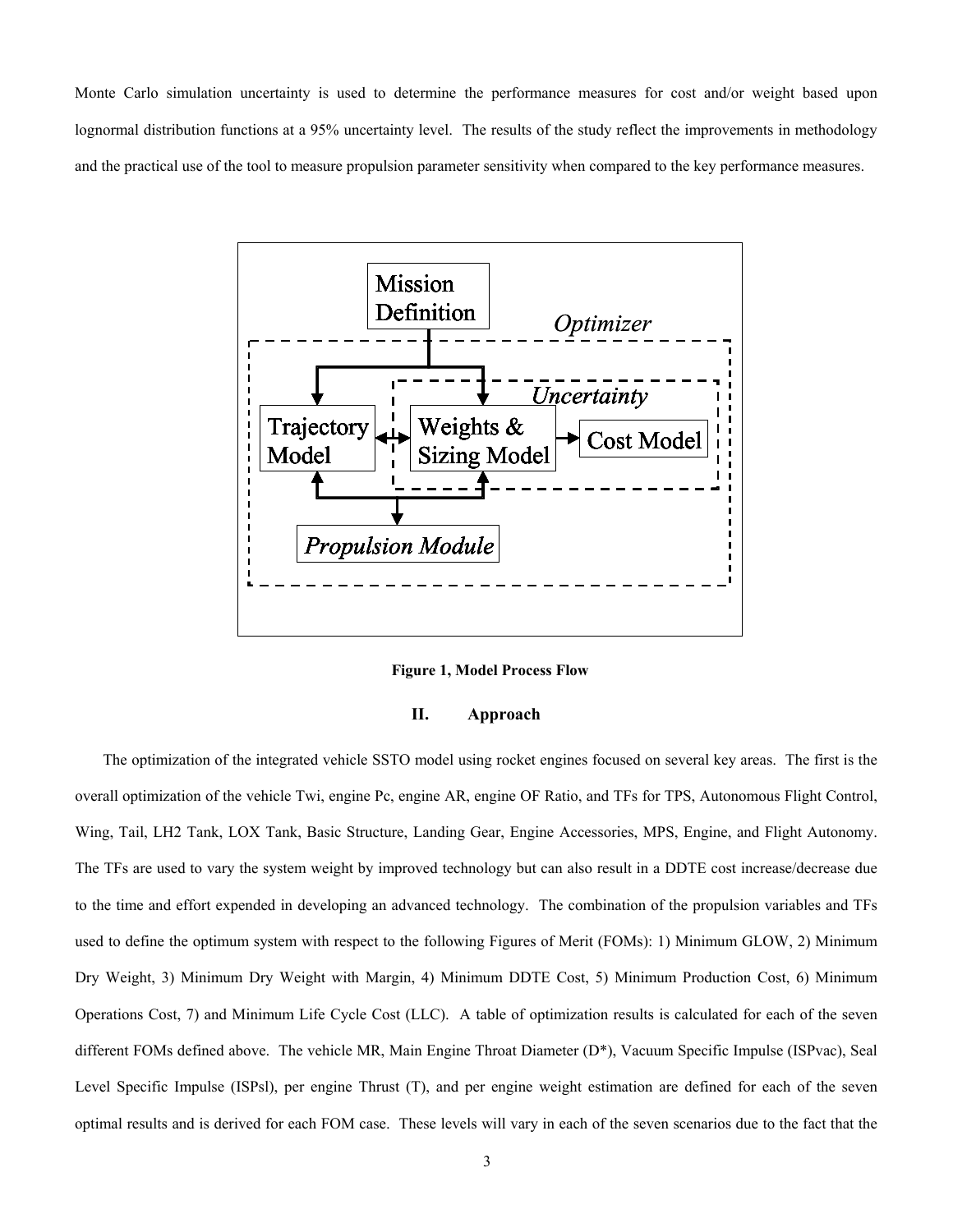Monte Carlo simulation uncertainty is used to determine the performance measures for cost and/or weight based upon lognormal distribution functions at a 95% uncertainty level. The results of the study reflect the improvements in methodology and the practical use of the tool to measure propulsion parameter sensitivity when compared to the key performance measures.

**Figure 1, Model Process Flow**

## II. Approach

The optimization of the integrated vehicle SSTO model using rocket engines focused on several key areas. The first is the overall optimization of the vehicle Twi, engine Pc, engine AR, engine OF Ratio, and TFs for TPS, Autonomous Flight Control, Wing, Tail, LH2 Tank, LOX Tank, Basic Structure, Landing Gear, Engine Accessories, MPS, Engine, and Flight Autonomy. The TFs are used to vary the system weight by improved technology but can also result in a DDTE cost increase/decrease due to the time and effort expended in developing an advanced technology. The combination of the propulsion variables and TFs used to define the optimum system with respect to the following Figures of Merit (FOMs): 1) Minimum GLOW, 2) Minimum Dry Weight, 3) Minimum Dry Weight with Margin, 4) Minimum DDTE Cost, 5) Minimum Production Cost, 6) Minimum Operations Cost, 7) and Minimum Life Cycle Cost (LLC). A table of optimization results is calculated for each of the seven different FOMs defined above. The vehicle MR, Main Engine Throat Diameter (D*), Vacuum Specific Impulse (ISPvac), Seal Level Specific Impulse (ISPsl), per engine Thrust (T), and per engine weight estimation are defined for each of the seven optimal results and is derived for each FOM case. These levels will vary in each of the seven scenarios due to the fact that the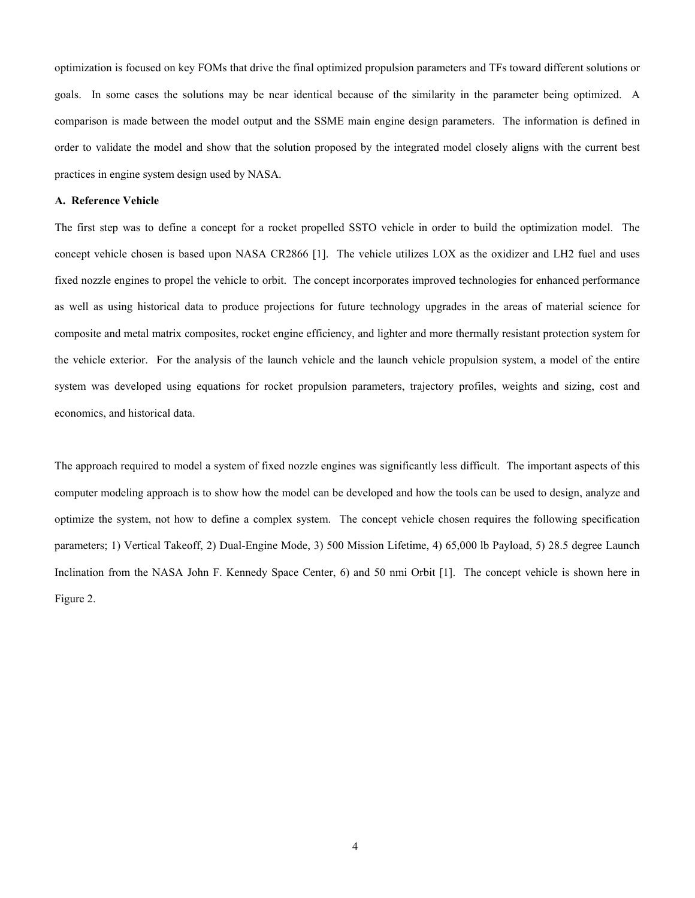optimization is focused on key FOMs that drive the final optimized propulsion parameters and TFs toward different solutions or goals. In some cases the solutions may be near identical because of the similarity in the parameter being optimized. A comparison is made between the model output and the SSME main engine design parameters. The information is defined in order to validate the model and show that the solution proposed by the integrated model closely aligns with the current best practices in engine system design used by NASA.

### A. Reference Vehicle

The first step was to define a concept for a rocket propelled SSTO vehicle in order to build the optimization model. The concept vehicle chosen is based upon NASA CR2866 [1]. The vehicle utilizes LOX as the oxidizer and LH2 fuel and uses fixed nozzle engines to propel the vehicle to orbit. The concept incorporates improved technologies for enhanced performance as well as using historical data to produce projections for future technology upgrades in the areas of material science for composite and metal matrix composites, rocket engine efficiency, and lighter and more thermally resistant protection system for the vehicle exterior. For the analysis of the launch vehicle and the launch vehicle propulsion system, a model of the entire system was developed using equations for rocket propulsion parameters, trajectory profiles, weights and sizing, cost and economics, and historical data.

The approach required to model a system of fixed nozzle engines was significantly less difficult. The important aspects of this computer modeling approach is to show how the model can be developed and how the tools can be used to design, analyze and optimize the system, not how to define a complex system. The concept vehicle chosen requires the following specification parameters; 1) Vertical Takeoff, 2) Dual-Engine Mode, 3) 500 Mission Lifetime, 4) 65,000 lb Payload, 5) 28.5 degree Launch Inclination from the NASA John F. Kennedy Space Center, 6) and 50 nmi Orbit [1]. The concept vehicle is shown here in Figure 2.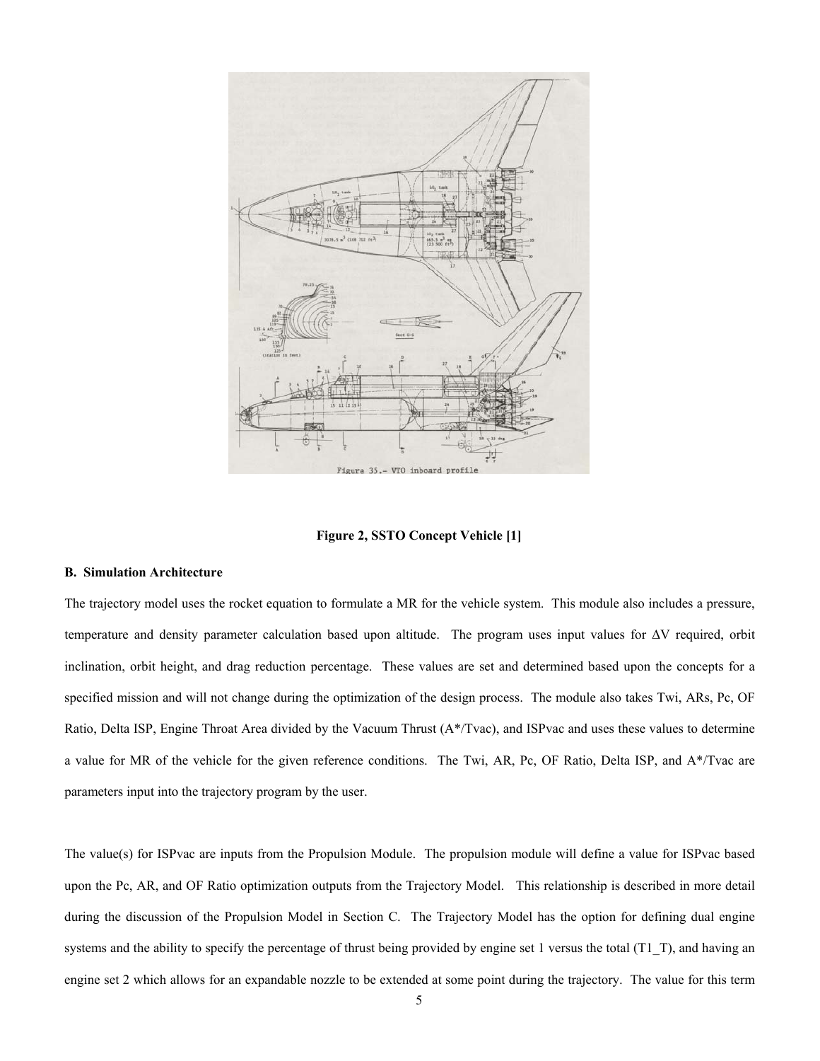**Figure 2, SSTO Concept Vehicle [1]**

### B. Simulation Architecture

The trajectory model uses the rocket equation to formulate a MR for the vehicle system. This module also includes a pressure, temperature and density parameter calculation based upon altitude. The program uses input values for ΔV required, orbit inclination, orbit height, and drag reduction percentage. These values are set and determined based upon the concepts for a specified mission and will not change during the optimization of the design process. The module also takes Twi, ARs, Pc, OF Ratio, Delta ISP, Engine Throat Area divided by the Vacuum Thrust (A*/Tvac), and ISPvac and uses these values to determine a value for MR of the vehicle for the given reference conditions. The Twi, AR, Pc, OF Ratio, Delta ISP, and A*/Tvac are parameters input into the trajectory program by the user.

The value(s) for ISPvac are inputs from the Propulsion Module. The propulsion module will define a value for ISPvac based upon the Pc, AR, and OF Ratio optimization outputs from the Trajectory Model. This relationship is described in more detail during the discussion of the Propulsion Model in Section C. The Trajectory Model has the option for defining dual engine systems and the ability to specify the percentage of thrust being provided by engine set 1 versus the total (T1_T), and having an engine set 2 which allows for an expandable nozzle to be extended at some point during the trajectory. The value for this term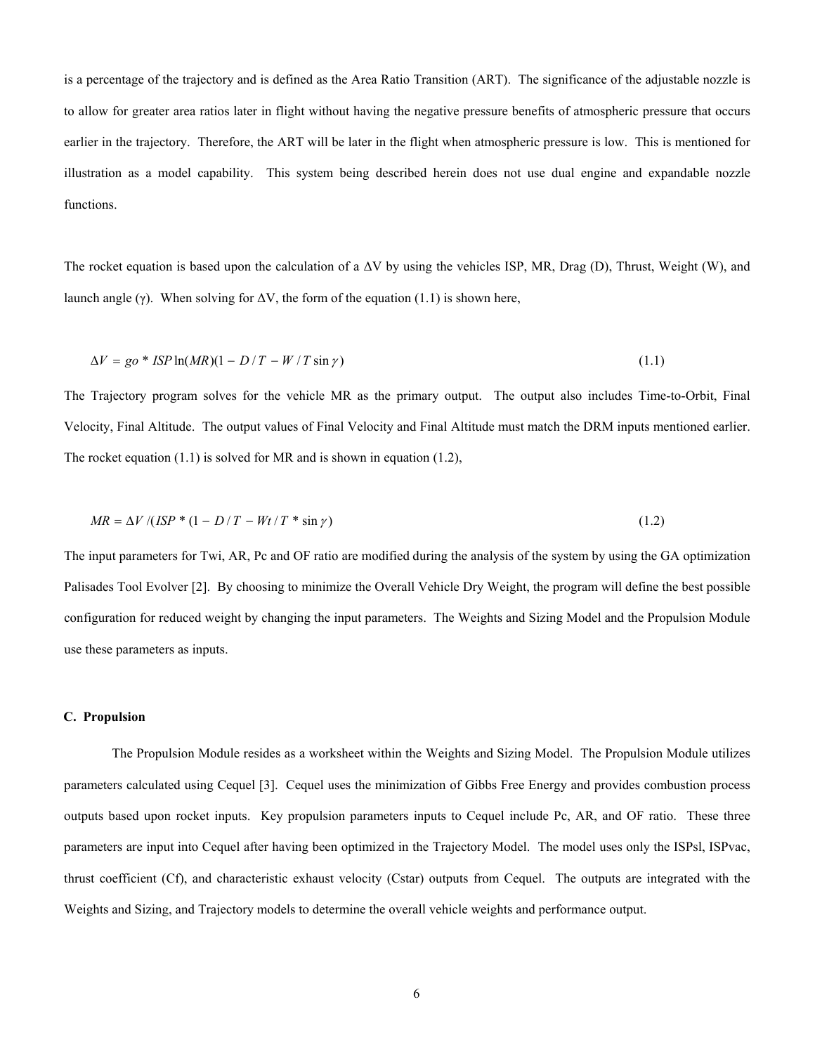is a percentage of the trajectory and is defined as the Area Ratio Transition (ART). The significance of the adjustable nozzle is to allow for greater area ratios later in flight without having the negative pressure benefits of atmospheric pressure that occurs earlier in the trajectory. Therefore, the ART will be later in the flight when atmospheric pressure is low. This is mentioned for illustration as a model capability. This system being described herein does not use dual engine and expandable nozzle functions.

The rocket equation is based upon the calculation of a $\Delta V$ by using the vehicles ISP, MR, Drag (D), Thrust, Weight (W), and launch angle ($\gamma$). When solving for $\Delta V$, the form of the equation (1.1) is shown here,

$$\Delta V = go * ISP \ln(MR)(1 - D/T - W/T \sin\gamma) \tag{1.1}$$

The Trajectory program solves for the vehicle MR as the primary output. The output also includes Time-to-Orbit, Final Velocity, Final Altitude. The output values of Final Velocity and Final Altitude must match the DRM inputs mentioned earlier. The rocket equation (1.1) is solved for MR and is shown in equation (1.2),

$$MR = \Delta V /(ISP * (1 - D/T - Wt/T * \sin\gamma) \tag{1.2}$$

The input parameters for Twi, AR, Pc and OF ratio are modified during the analysis of the system by using the GA optimization Palisades Tool Evolver [2]. By choosing to minimize the Overall Vehicle Dry Weight, the program will define the best possible configuration for reduced weight by changing the input parameters. The Weights and Sizing Model and the Propulsion Module use these parameters as inputs.

### C. Propulsion

The Propulsion Module resides as a worksheet within the Weights and Sizing Model. The Propulsion Module utilizes parameters calculated using Cequel [3]. Cequel uses the minimization of Gibbs Free Energy and provides combustion process outputs based upon rocket inputs. Key propulsion parameters inputs to Cequel include Pc, AR, and OF ratio. These three parameters are input into Cequel after having been optimized in the Trajectory Model. The model uses only the ISPsl, ISPvac, thrust coefficient (Cf), and characteristic exhaust velocity (Cstar) outputs from Cequel. The outputs are integrated with the Weights and Sizing, and Trajectory models to determine the overall vehicle weights and performance output.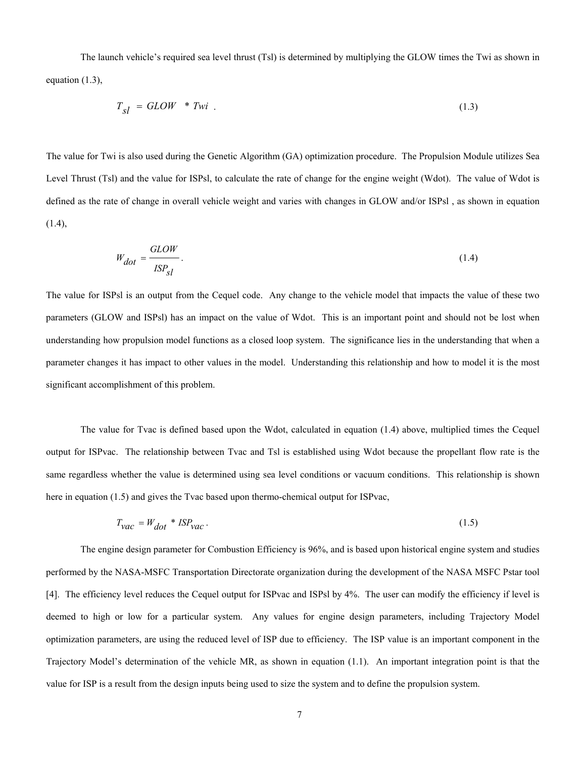The launch vehicle's required sea level thrust (Tsl) is determined by multiplying the GLOW times the Twi as shown in equation (1.3),

$$T_{sl} = GLOW * Twi . \tag{1.3}$$

The value for Twi is also used during the Genetic Algorithm (GA) optimization procedure. The Propulsion Module utilizes Sea Level Thrust (Tsl) and the value for ISPsl, to calculate the rate of change for the engine weight (Wdot). The value of Wdot is defined as the rate of change in overall vehicle weight and varies with changes in GLOW and/or ISPsl , as shown in equation (1.4),

$$W_{dot} = \frac{GLOW}{ISP_{sl}} . \tag{1.4}$$

The value for ISPsl is an output from the Cequel code. Any change to the vehicle model that impacts the value of these two parameters (GLOW and ISPsl) has an impact on the value of Wdot. This is an important point and should not be lost when understanding how propulsion model functions as a closed loop system. The significance lies in the understanding that when a parameter changes it has impact to other values in the model. Understanding this relationship and how to model it is the most significant accomplishment of this problem.

The value for Tvac is defined based upon the Wdot, calculated in equation (1.4) above, multiplied times the Cequel output for ISPvac. The relationship between Tvac and Tsl is established using Wdot because the propellant flow rate is the same regardless whether the value is determined using sea level conditions or vacuum conditions. This relationship is shown here in equation (1.5) and gives the Tvac based upon thermo-chemical output for ISPvac,

$$T_{vac} = W_{dot} * ISP_{vac} . \tag{1.5}$$

The engine design parameter for Combustion Efficiency is 96%, and is based upon historical engine system and studies performed by the NASA-MSFC Transportation Directorate organization during the development of the NASA MSFC Pstar tool [4]. The efficiency level reduces the Cequel output for ISPvac and ISPsl by 4%. The user can modify the efficiency if level is deemed to high or low for a particular system. Any values for engine design parameters, including Trajectory Model optimization parameters, are using the reduced level of ISP due to efficiency. The ISP value is an important component in the Trajectory Model's determination of the vehicle MR, as shown in equation (1.1). An important integration point is that the value for ISP is a result from the design inputs being used to size the system and to define the propulsion system.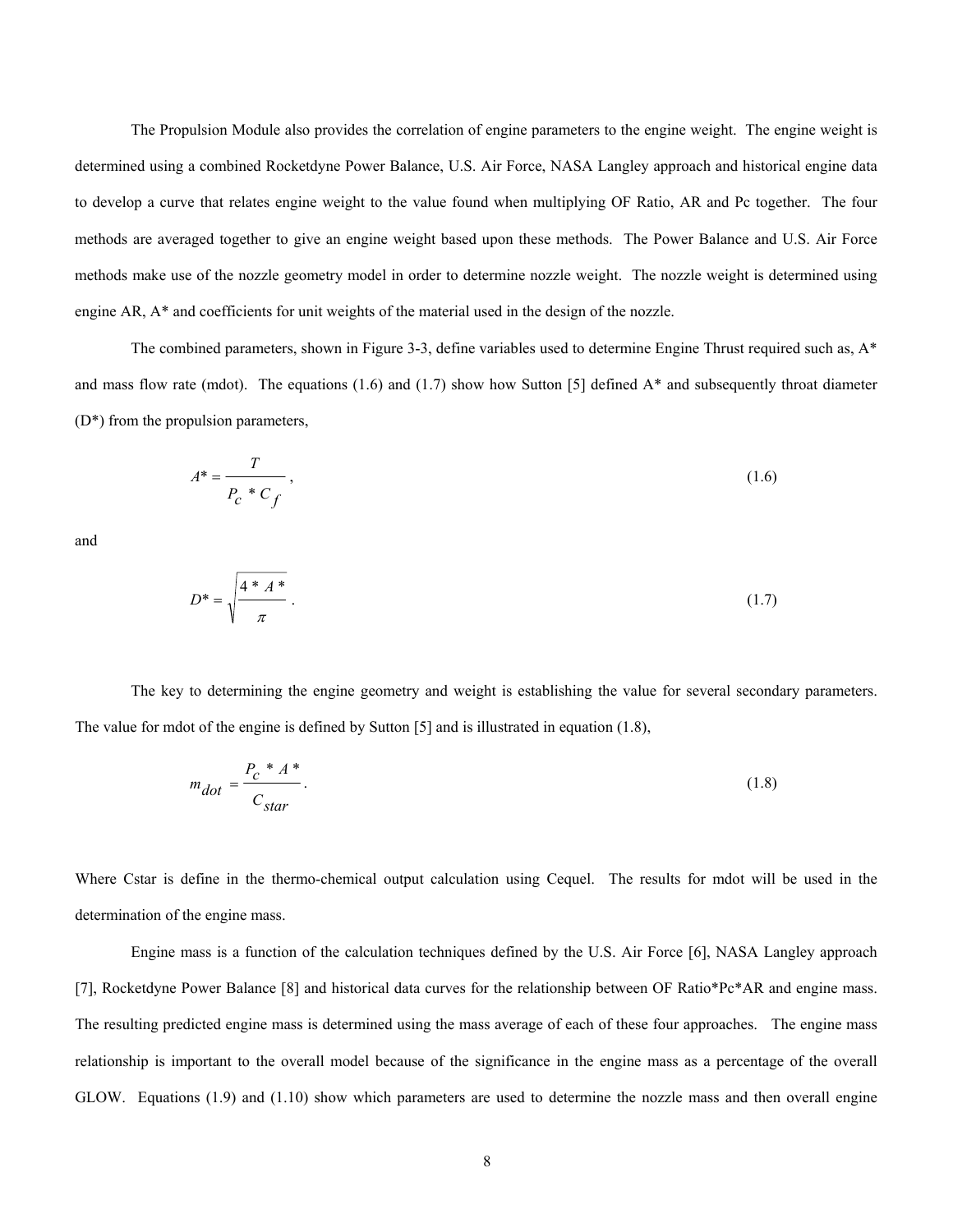The Propulsion Module also provides the correlation of engine parameters to the engine weight. The engine weight is determined using a combined Rocketdyne Power Balance, U.S. Air Force, NASA Langley approach and historical engine data to develop a curve that relates engine weight to the value found when multiplying OF Ratio, AR and Pc together. The four methods are averaged together to give an engine weight based upon these methods. The Power Balance and U.S. Air Force methods make use of the nozzle geometry model in order to determine nozzle weight. The nozzle weight is determined using engine AR, A* and coefficients for unit weights of the material used in the design of the nozzle.

The combined parameters, shown in Figure 3-3, define variables used to determine Engine Thrust required such as, A* and mass flow rate (mdot). The equations (1.6) and (1.7) show how Sutton [5] defined A* and subsequently throat diameter (D*) from the propulsion parameters,

$$A^* = \frac{T}{P_c * C_f}, \tag{1.6}$$

and

$$D^* = \sqrt{\frac{4 * A^*}{\pi}}. \tag{1.7}$$

The key to determining the engine geometry and weight is establishing the value for several secondary parameters. The value for mdot of the engine is defined by Sutton [5] and is illustrated in equation (1.8),

$$m_{dot} = \frac{P_c * A^*}{C_{star}}. \tag{1.8}$$

Where Cstar is define in the thermo-chemical output calculation using Cequel. The results for mdot will be used in the determination of the engine mass.

Engine mass is a function of the calculation techniques defined by the U.S. Air Force [6], NASA Langley approach [7], Rocketdyne Power Balance [8] and historical data curves for the relationship between OF Ratio*Pc*AR and engine mass. The resulting predicted engine mass is determined using the mass average of each of these four approaches. The engine mass relationship is important to the overall model because of the significance in the engine mass as a percentage of the overall GLOW. Equations (1.9) and (1.10) show which parameters are used to determine the nozzle mass and then overall engine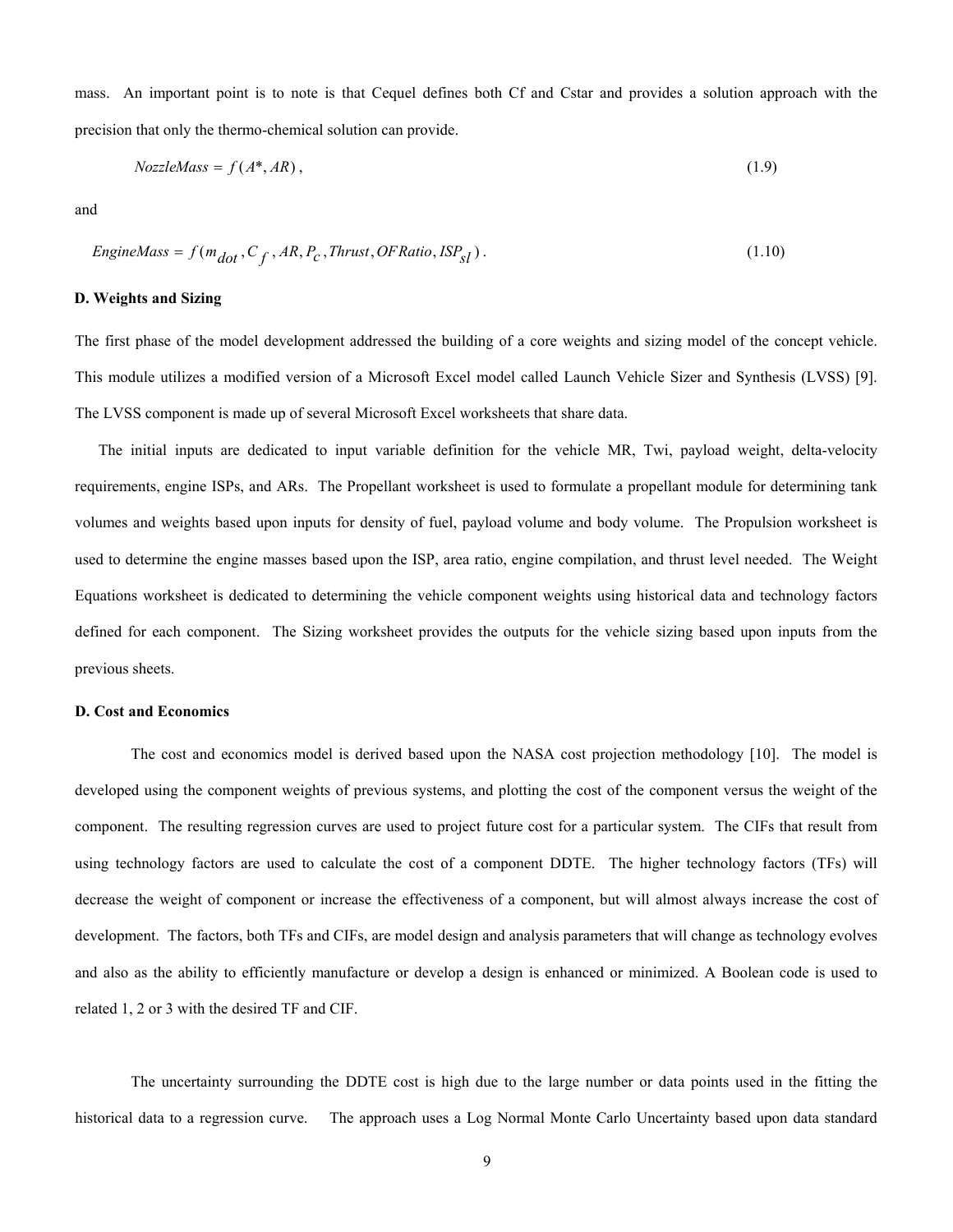mass. An important point is to note is that Cequel defines both Cf and Cstar and provides a solution approach with the precision that only the thermo-chemical solution can provide.

$$NozzleMass = f(A^*, AR)\,, \tag{1.9}$$

and

$$EngineMass = f(m_{dot}, C_f, AR, P_c, Thrust, OFRatio, ISP_{sl})\,. \tag{1.10}$$

### D. Weights and Sizing

The first phase of the model development addressed the building of a core weights and sizing model of the concept vehicle. This module utilizes a modified version of a Microsoft Excel model called Launch Vehicle Sizer and Synthesis (LVSS) [9]. The LVSS component is made up of several Microsoft Excel worksheets that share data.

The initial inputs are dedicated to input variable definition for the vehicle MR, Twi, payload weight, delta-velocity requirements, engine ISPs, and ARs. The Propellant worksheet is used to formulate a propellant module for determining tank volumes and weights based upon inputs for density of fuel, payload volume and body volume. The Propulsion worksheet is used to determine the engine masses based upon the ISP, area ratio, engine compilation, and thrust level needed. The Weight Equations worksheet is dedicated to determining the vehicle component weights using historical data and technology factors defined for each component. The Sizing worksheet provides the outputs for the vehicle sizing based upon inputs from the previous sheets.

### D. Cost and Economics

The cost and economics model is derived based upon the NASA cost projection methodology [10]. The model is developed using the component weights of previous systems, and plotting the cost of the component versus the weight of the component. The resulting regression curves are used to project future cost for a particular system. The CIFs that result from using technology factors are used to calculate the cost of a component DDTE. The higher technology factors (TFs) will decrease the weight of component or increase the effectiveness of a component, but will almost always increase the cost of development. The factors, both TFs and CIFs, are model design and analysis parameters that will change as technology evolves and also as the ability to efficiently manufacture or develop a design is enhanced or minimized. A Boolean code is used to related 1, 2 or 3 with the desired TF and CIF.

The uncertainty surrounding the DDTE cost is high due to the large number or data points used in the fitting the historical data to a regression curve. The approach uses a Log Normal Monte Carlo Uncertainty based upon data standard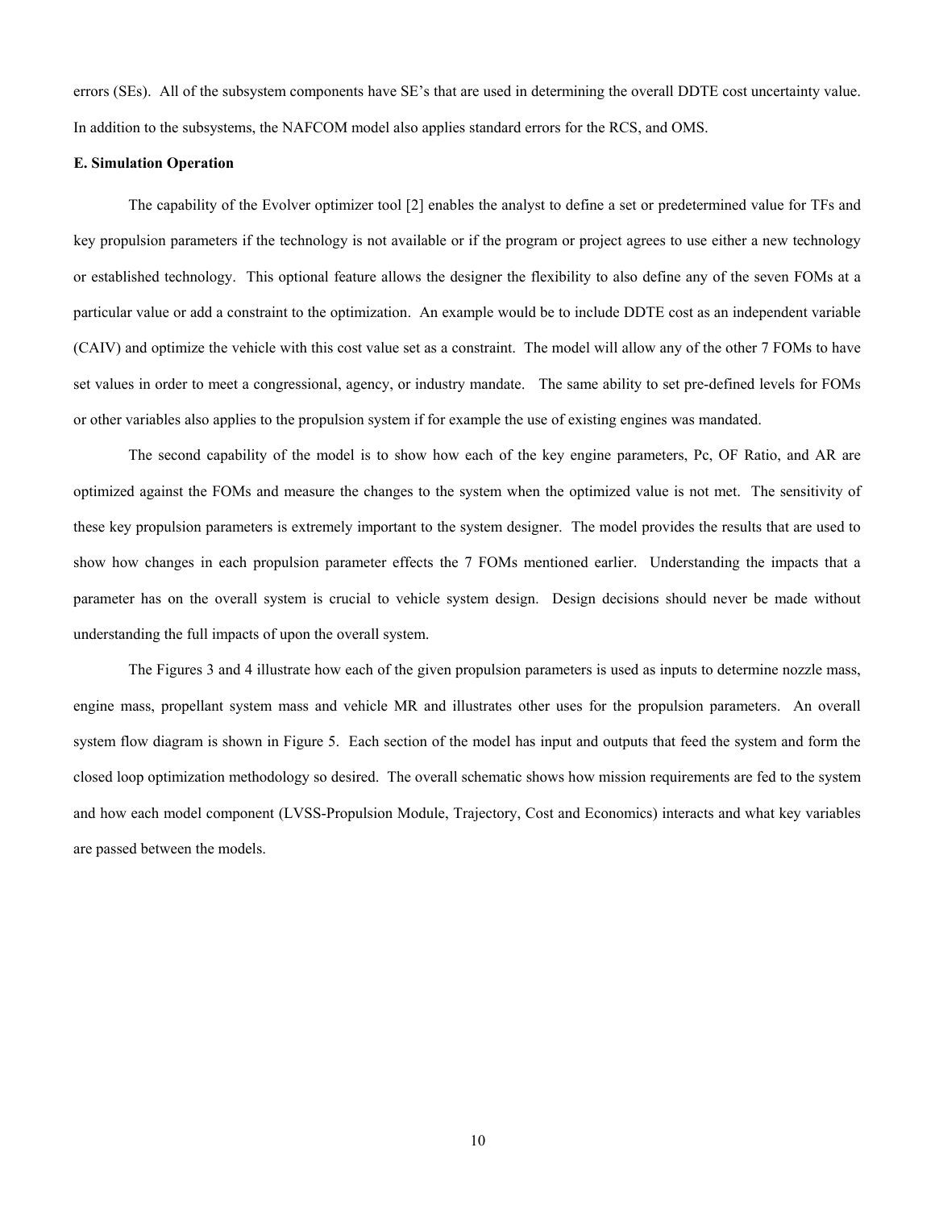errors (SEs). All of the subsystem components have SE's that are used in determining the overall DDTE cost uncertainty value. In addition to the subsystems, the NAFCOM model also applies standard errors for the RCS, and OMS.

**E. Simulation Operation**

The capability of the Evolver optimizer tool [2] enables the analyst to define a set or predetermined value for TFs and key propulsion parameters if the technology is not available or if the program or project agrees to use either a new technology or established technology. This optional feature allows the designer the flexibility to also define any of the seven FOMs at a particular value or add a constraint to the optimization. An example would be to include DDTE cost as an independent variable (CAIV) and optimize the vehicle with this cost value set as a constraint. The model will allow any of the other 7 FOMs to have set values in order to meet a congressional, agency, or industry mandate. The same ability to set pre-defined levels for FOMs or other variables also applies to the propulsion system if for example the use of existing engines was mandated.

The second capability of the model is to show how each of the key engine parameters, Pc, OF Ratio, and AR are optimized against the FOMs and measure the changes to the system when the optimized value is not met. The sensitivity of these key propulsion parameters is extremely important to the system designer. The model provides the results that are used to show how changes in each propulsion parameter effects the 7 FOMs mentioned earlier. Understanding the impacts that a parameter has on the overall system is crucial to vehicle system design. Design decisions should never be made without understanding the full impacts of upon the overall system.

The Figures 3 and 4 illustrate how each of the given propulsion parameters is used as inputs to determine nozzle mass, engine mass, propellant system mass and vehicle MR and illustrates other uses for the propulsion parameters. An overall system flow diagram is shown in Figure 5. Each section of the model has input and outputs that feed the system and form the closed loop optimization methodology so desired. The overall schematic shows how mission requirements are fed to the system and how each model component (LVSS-Propulsion Module, Trajectory, Cost and Economics) interacts and what key variables are passed between the models.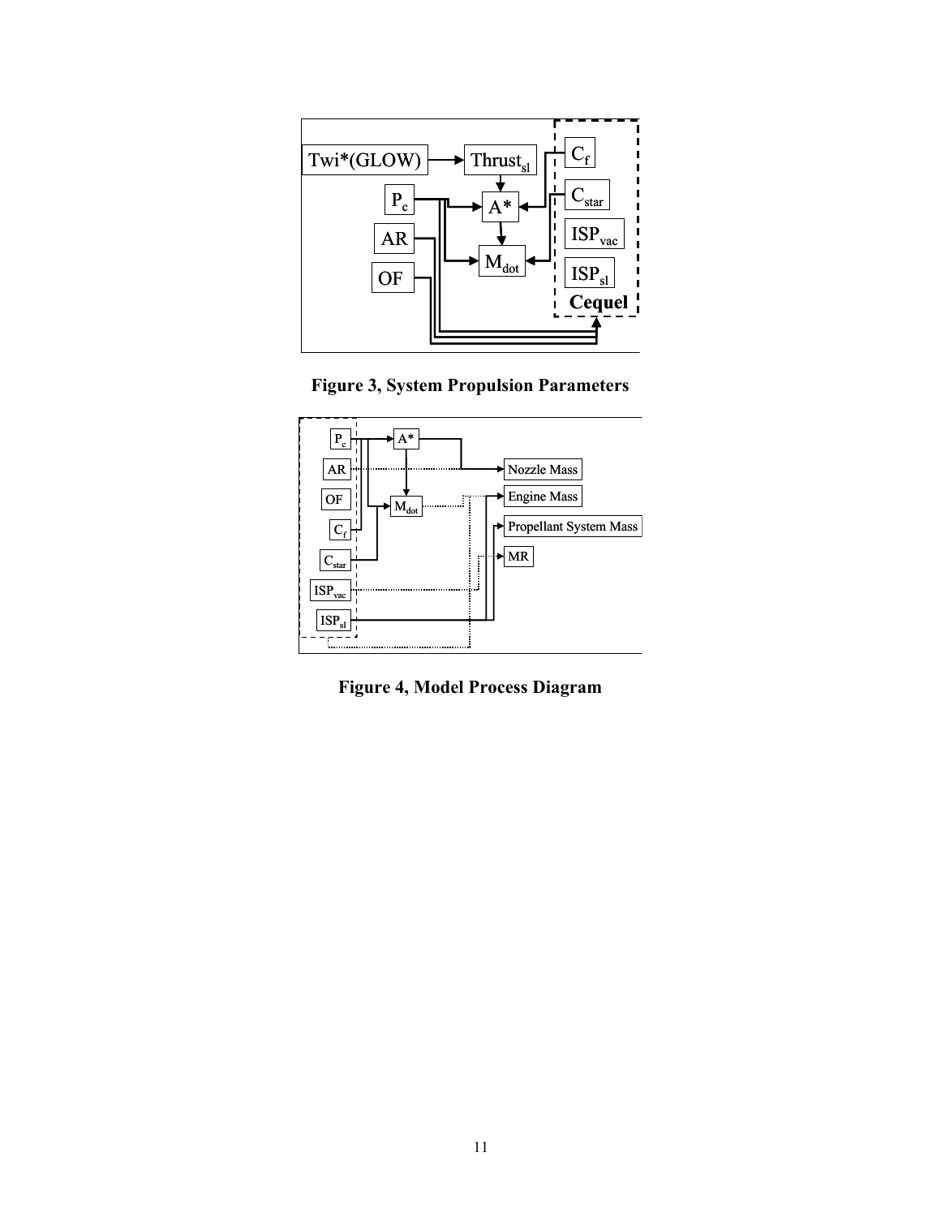**Figure 3, System Propulsion Parameters**

**Figure 4, Model Process Diagram**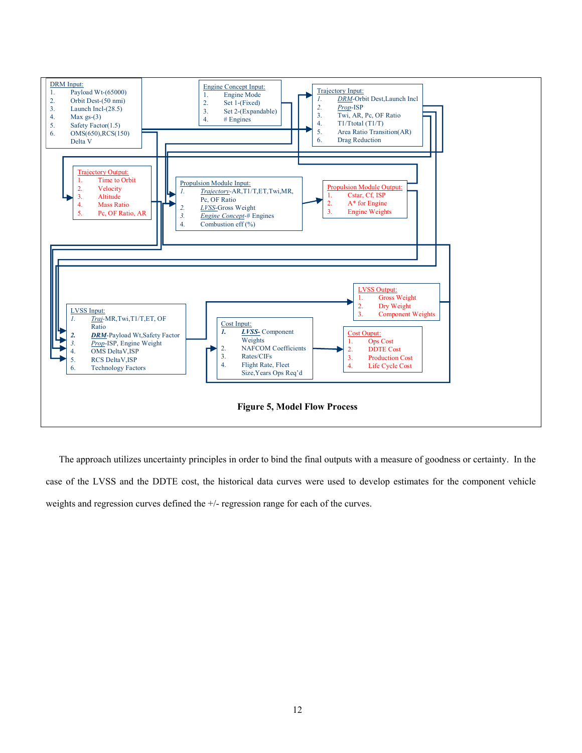DRM Input:
1. Payload Wt-(65000)
2. Orbit Dest-(50 nmi)
3. Launch Incl-(28.5)
4. Max gs-(3)
5. Safety Factor(1.5)
6. OMS(650),RCS(150) Delta V

Engine Concept Input:
1. Engine Mode
2. Set 1-(Fixed)
3. Set 2-(Expandable)
4. # Engines

Trajectory Input:
1. *DRM*-Orbit Dest,Launch Incl
2. *Prop*-ISP
3. Twi, AR, Pc, OF Ratio
4. T1/Ttotal (T1/T)
5. Area Ratio Transition(AR)
6. Drag Reduction

Trajectory Output:
1. Time to Orbit
2. Velocity
3. Altitude
4. Mass Ratio
5. Pc, OF Ratio, AR

Propulsion Module Input:
1. *Trajectory*-AR,T1/T,ET,Twi,MR, Pc, OF Ratio
2. *LVSS*-Gross Weight
3. *Engine Concept*-# Engines
4. Combustion eff (%)

Propulsion Module Output:
1. Cstar, Cf, ISP
2. A* for Engine
3. Engine Weights

LVSS Output:
1. Gross Weight
2. Dry Weight
3. Component Weights

LVSS Input:
1. *Traj*-MR,Twi,T1/T,ET, OF Ratio
2. ***DRM***-Payload Wt,Safety Factor
3. *Prop*-ISP, Engine Weight
4. OMS DeltaV,ISP
5. RCS DeltaV,ISP
6. Technology Factors

Cost Input:
1. ***LVSS***- Component Weights
2. NAFCOM Coefficients
3. Rates/CIFs
4. Flight Rate, Fleet Size,Years Ops Req'd

Cost Ouput:
1. Ops Cost
2. DDTE Cost
3. Production Cost
4. Life Cycle Cost

**Figure 5, Model Flow Process**

The approach utilizes uncertainty principles in order to bind the final outputs with a measure of goodness or certainty. In the case of the LVSS and the DDTE cost, the historical data curves were used to develop estimates for the component vehicle weights and regression curves defined the +/- regression range for each of the curves.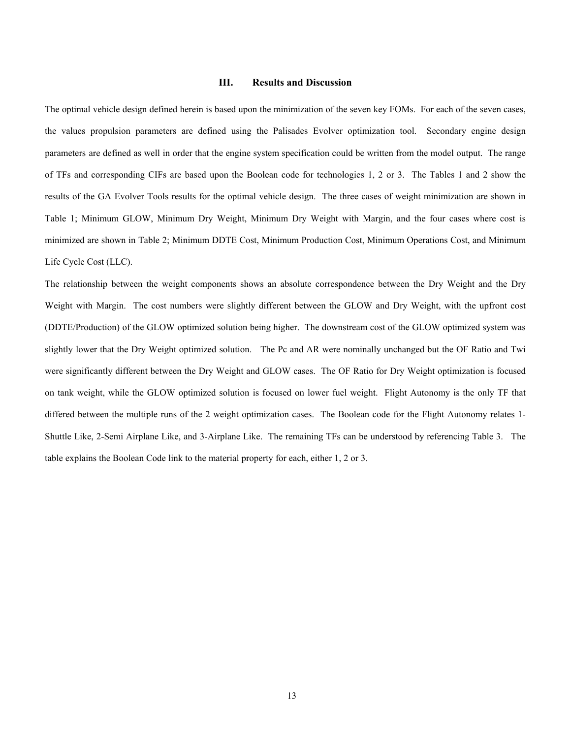## III. Results and Discussion

The optimal vehicle design defined herein is based upon the minimization of the seven key FOMs. For each of the seven cases, the values propulsion parameters are defined using the Palisades Evolver optimization tool. Secondary engine design parameters are defined as well in order that the engine system specification could be written from the model output. The range of TFs and corresponding CIFs are based upon the Boolean code for technologies 1, 2 or 3. The Tables 1 and 2 show the results of the GA Evolver Tools results for the optimal vehicle design. The three cases of weight minimization are shown in Table 1; Minimum GLOW, Minimum Dry Weight, Minimum Dry Weight with Margin, and the four cases where cost is minimized are shown in Table 2; Minimum DDTE Cost, Minimum Production Cost, Minimum Operations Cost, and Minimum Life Cycle Cost (LLC).

The relationship between the weight components shows an absolute correspondence between the Dry Weight and the Dry Weight with Margin. The cost numbers were slightly different between the GLOW and Dry Weight, with the upfront cost (DDTE/Production) of the GLOW optimized solution being higher. The downstream cost of the GLOW optimized system was slightly lower that the Dry Weight optimized solution. The Pc and AR were nominally unchanged but the OF Ratio and Twi were significantly different between the Dry Weight and GLOW cases. The OF Ratio for Dry Weight optimization is focused on tank weight, while the GLOW optimized solution is focused on lower fuel weight. Flight Autonomy is the only TF that differed between the multiple runs of the 2 weight optimization cases. The Boolean code for the Flight Autonomy relates 1-Shuttle Like, 2-Semi Airplane Like, and 3-Airplane Like. The remaining TFs can be understood by referencing Table 3. The table explains the Boolean Code link to the material property for each, either 1, 2 or 3.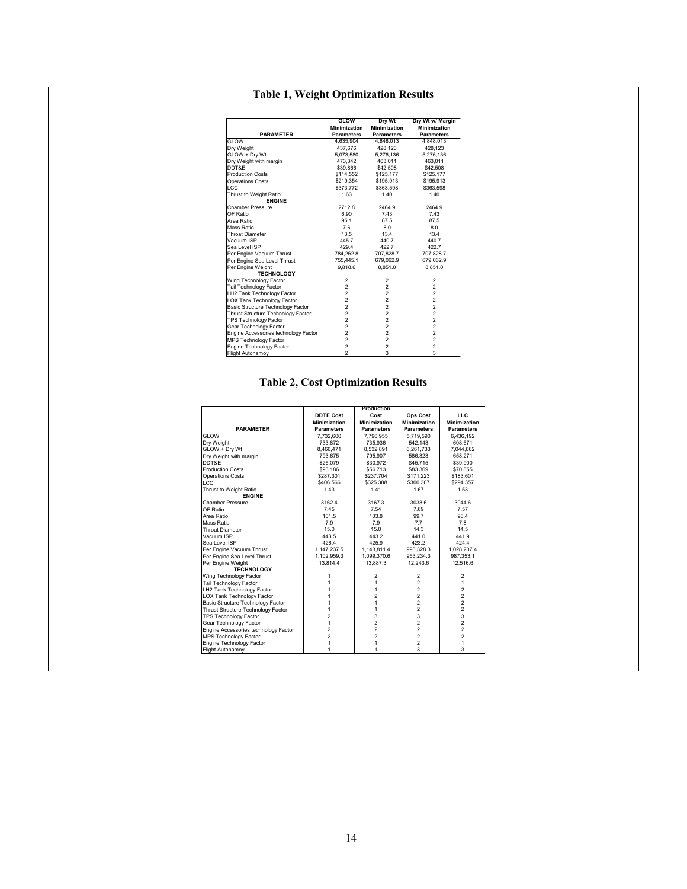## Table 1, Weight Optimization Results

| PARAMETER | GLOW Minimization Parameters | Dry Wt Minimization Parameters | Dry Wt w/ Margin Minimization Parameters |
|---|---|---|---|
| GLOW | 4,635,904 | 4,848,013 | 4,848,013 |
| Dry Weight | 437,676 | 428,123 | 428,123 |
| GLOW + Dry Wt | 5,073,580 | 5,276,136 | 5,276,136 |
| Dry Weight with margin | 473,342 | 463,011 | 463,011 |
| DDT&E | $39.866 | $42.508 | $42.508 |
| Production Costs | $114.552 | $125.177 | $125.177 |
| Operations Costs | $219.354 | $195.913 | $195.913 |
| LCC | $373.772 | $363.598 | $363.598 |
| Thrust to Weight Ratio | 1.63 | 1.40 | 1.40 |
| **ENGINE** | | | |
| Chamber Pressure | 2712.8 | 2464.9 | 2464.9 |
| OF Ratio | 6.90 | 7.43 | 7.43 |
| Area Ratio | 95.1 | 87.5 | 87.5 |
| Mass Ratio | 7.6 | 8.0 | 8.0 |
| Throat Diameter | 13.5 | 13.4 | 13.4 |
| Vacuum ISP | 445.7 | 440.7 | 440.7 |
| Sea Level ISP | 429.4 | 422.7 | 422.7 |
| Per Engine Vacuum Thrust | 784,262.8 | 707,828.7 | 707,828.7 |
| Per Engine Sea Level Thrust | 755,445.1 | 679,062.9 | 679,062.9 |
| Per Engine Weight | 9,818.6 | 8,851.0 | 8,851.0 |
| **TECHNOLOGY** | | | |
| Wing Technology Factor | 2 | 2 | 2 |
| Tail Technology Factor | 2 | 2 | 2 |
| LH2 Tank Technology Factor | 2 | 2 | 2 |
| LOX Tank Technology Factor | 2 | 2 | 2 |
| Basic Structure Technology Factor | 2 | 2 | 2 |
| Thrust Structure Technology Factor | 2 | 2 | 2 |
| TPS Technology Factor | 2 | 2 | 2 |
| Gear Technology Factor | 2 | 2 | 2 |
| Engine Accessories technology Factor | 2 | 2 | 2 |
| MPS Technology Factor | 2 | 2 | 2 |
| Engine Technology Factor | 2 | 2 | 2 |
| Flight Autonamoy | 2 | 3 | 3 |

## Table 2, Cost Optimization Results

| PARAMETER | DDTE Cost Minimization Parameters | Production Cost Minimization Parameters | Ops Cost Minimization Parameters | LLC Minimization Parameters |
|---|---|---|---|---|
| GLOW | 7,732,600 | 7,796,955 | 5,719,590 | 6,436,192 |
| Dry Weight | 733,872 | 735,936 | 542,143 | 608,671 |
| GLOW + Dry Wt | 8,466,471 | 8,532,891 | 6,261,733 | 7,044,862 |
| Dry Weight with margin | 793,675 | 795,907 | 586,323 | 658,271 |
| DDT&E | $26.079 | $30.972 | $45.715 | $39.900 |
| Production Costs | $93.186 | $56.713 | $83.369 | $70.855 |
| Operations Costs | $287.301 | $237.704 | $171.223 | $183.601 |
| LCC | $406.566 | $325.388 | $300.307 | $294.357 |
| Thrust to Weight Ratio | 1.43 | 1.41 | 1.67 | 1.53 |
| **ENGINE** | | | | |
| Chamber Pressure | 3162.4 | 3167.3 | 3033.6 | 3044.6 |
| OF Ratio | 7.45 | 7.54 | 7.69 | 7.57 |
| Area Ratio | 101.5 | 103.8 | 99.7 | 98.4 |
| Mass Ratio | 7.9 | 7.9 | 7.7 | 7.8 |
| Throat Diameter | 15.0 | 15.0 | 14.3 | 14.5 |
| Vacuum ISP | 443.5 | 443.2 | 441.0 | 441.9 |
| Sea Level ISP | 426.4 | 425.9 | 423.2 | 424.4 |
| Per Engine Vacuum Thrust | 1,147,237.5 | 1,143,811.4 | 993,328.3 | 1,028,207.4 |
| Per Engine Sea Level Thrust | 1,102,959.3 | 1,099,370.6 | 953,234.3 | 987,353.1 |
| Per Engine Weight | 13,814.4 | 13,887.3 | 12,243.6 | 12,516.6 |
| **TECHNOLOGY** | | | | |
| Wing Technology Factor | 1 | 2 | 2 | 2 |
| Tail Technology Factor | 1 | 1 | 2 | 1 |
| LH2 Tank Technology Factor | 1 | 1 | 2 | 2 |
| LOX Tank Technology Factor | 1 | 2 | 2 | 2 |
| Basic Structure Technology Factor | 1 | 1 | 2 | 2 |
| Thrust Structure Technology Factor | 1 | 1 | 2 | 2 |
| TPS Technology Factor | 2 | 3 | 3 | 3 |
| Gear Technology Factor | 1 | 2 | 2 | 2 |
| Engine Accessories technology Factor | 2 | 2 | 2 | 2 |
| MPS Technology Factor | 2 | 2 | 2 | 2 |
| Engine Technology Factor | 1 | 1 | 2 | 1 |
| Flight Autonamoy | 1 | 1 | 3 | 3 |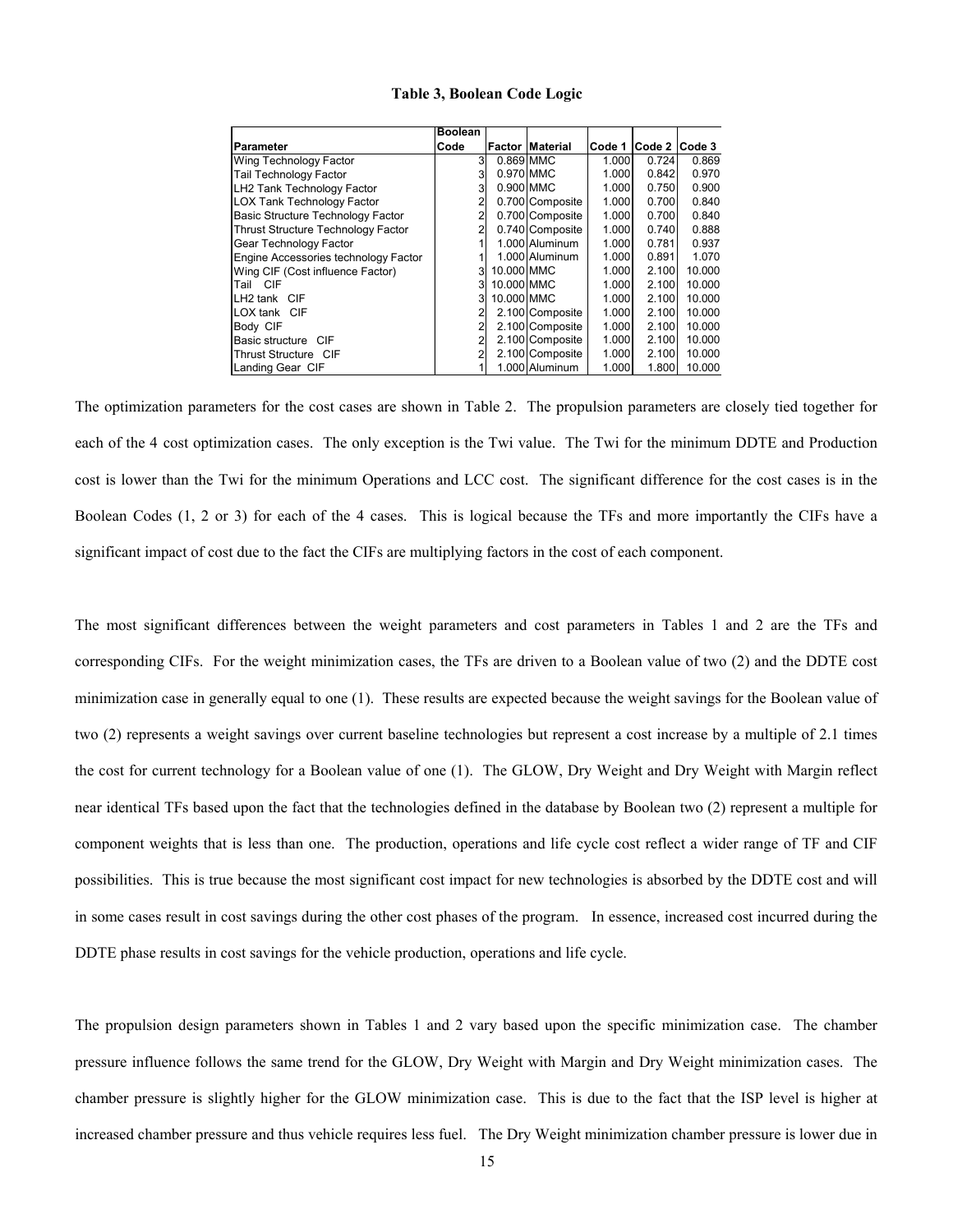**Table 3, Boolean Code Logic**

| Parameter | Boolean Code | Factor | Material | Code 1 | Code 2 | Code 3 |
|---|---|---|---|---|---|---|
| Wing Technology Factor | 3 | 0.869 | MMC | 1.000 | 0.724 | 0.869 |
| Tail Technology Factor | 3 | 0.970 | MMC | 1.000 | 0.842 | 0.970 |
| LH2 Tank Technology Factor | 3 | 0.900 | MMC | 1.000 | 0.750 | 0.900 |
| LOX Tank Technology Factor | 2 | 0.700 | Composite | 1.000 | 0.700 | 0.840 |
| Basic Structure Technology Factor | 2 | 0.700 | Composite | 1.000 | 0.700 | 0.840 |
| Thrust Structure Technology Factor | 2 | 0.740 | Composite | 1.000 | 0.740 | 0.888 |
| Gear Technology Factor | 1 | 1.000 | Aluminum | 1.000 | 0.781 | 0.937 |
| Engine Accessories technology Factor | 1 | 1.000 | Aluminum | 1.000 | 0.891 | 1.070 |
| Wing CIF (Cost influence Factor) | 3 | 10.000 | MMC | 1.000 | 2.100 | 10.000 |
| Tail CIF | 3 | 10.000 | MMC | 1.000 | 2.100 | 10.000 |
| LH2 tank CIF | 3 | 10.000 | MMC | 1.000 | 2.100 | 10.000 |
| LOX tank CIF | 2 | 2.100 | Composite | 1.000 | 2.100 | 10.000 |
| Body CIF | 2 | 2.100 | Composite | 1.000 | 2.100 | 10.000 |
| Basic structure CIF | 2 | 2.100 | Composite | 1.000 | 2.100 | 10.000 |
| Thrust Structure CIF | 2 | 2.100 | Composite | 1.000 | 2.100 | 10.000 |
| Landing Gear CIF | 1 | 1.000 | Aluminum | 1.000 | 1.800 | 10.000 |

The optimization parameters for the cost cases are shown in Table 2. The propulsion parameters are closely tied together for each of the 4 cost optimization cases. The only exception is the Twi value. The Twi for the minimum DDTE and Production cost is lower than the Twi for the minimum Operations and LCC cost. The significant difference for the cost cases is in the Boolean Codes (1, 2 or 3) for each of the 4 cases. This is logical because the TFs and more importantly the CIFs have a significant impact of cost due to the fact the CIFs are multiplying factors in the cost of each component.

The most significant differences between the weight parameters and cost parameters in Tables 1 and 2 are the TFs and corresponding CIFs. For the weight minimization cases, the TFs are driven to a Boolean value of two (2) and the DDTE cost minimization case in generally equal to one (1). These results are expected because the weight savings for the Boolean value of two (2) represents a weight savings over current baseline technologies but represent a cost increase by a multiple of 2.1 times the cost for current technology for a Boolean value of one (1). The GLOW, Dry Weight and Dry Weight with Margin reflect near identical TFs based upon the fact that the technologies defined in the database by Boolean two (2) represent a multiple for component weights that is less than one. The production, operations and life cycle cost reflect a wider range of TF and CIF possibilities. This is true because the most significant cost impact for new technologies is absorbed by the DDTE cost and will in some cases result in cost savings during the other cost phases of the program. In essence, increased cost incurred during the DDTE phase results in cost savings for the vehicle production, operations and life cycle.

The propulsion design parameters shown in Tables 1 and 2 vary based upon the specific minimization case. The chamber pressure influence follows the same trend for the GLOW, Dry Weight with Margin and Dry Weight minimization cases. The chamber pressure is slightly higher for the GLOW minimization case. This is due to the fact that the ISP level is higher at increased chamber pressure and thus vehicle requires less fuel. The Dry Weight minimization chamber pressure is lower due in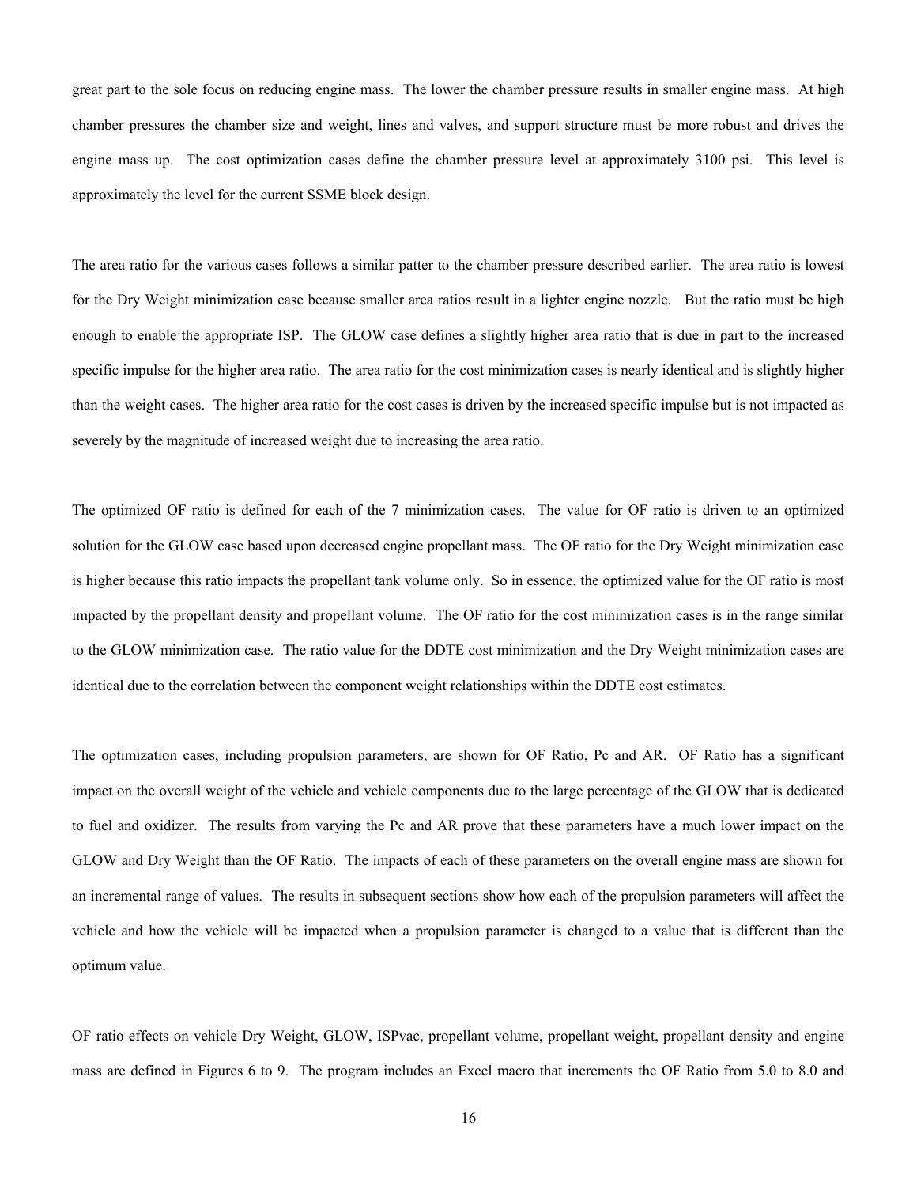great part to the sole focus on reducing engine mass. The lower the chamber pressure results in smaller engine mass. At high chamber pressures the chamber size and weight, lines and valves, and support structure must be more robust and drives the engine mass up. The cost optimization cases define the chamber pressure level at approximately 3100 psi. This level is approximately the level for the current SSME block design.

The area ratio for the various cases follows a similar patter to the chamber pressure described earlier. The area ratio is lowest for the Dry Weight minimization case because smaller area ratios result in a lighter engine nozzle. But the ratio must be high enough to enable the appropriate ISP. The GLOW case defines a slightly higher area ratio that is due in part to the increased specific impulse for the higher area ratio. The area ratio for the cost minimization cases is nearly identical and is slightly higher than the weight cases. The higher area ratio for the cost cases is driven by the increased specific impulse but is not impacted as severely by the magnitude of increased weight due to increasing the area ratio.

The optimized OF ratio is defined for each of the 7 minimization cases. The value for OF ratio is driven to an optimized solution for the GLOW case based upon decreased engine propellant mass. The OF ratio for the Dry Weight minimization case is higher because this ratio impacts the propellant tank volume only. So in essence, the optimized value for the OF ratio is most impacted by the propellant density and propellant volume. The OF ratio for the cost minimization cases is in the range similar to the GLOW minimization case. The ratio value for the DDTE cost minimization and the Dry Weight minimization cases are identical due to the correlation between the component weight relationships within the DDTE cost estimates.

The optimization cases, including propulsion parameters, are shown for OF Ratio, Pc and AR. OF Ratio has a significant impact on the overall weight of the vehicle and vehicle components due to the large percentage of the GLOW that is dedicated to fuel and oxidizer. The results from varying the Pc and AR prove that these parameters have a much lower impact on the GLOW and Dry Weight than the OF Ratio. The impacts of each of these parameters on the overall engine mass are shown for an incremental range of values. The results in subsequent sections show how each of the propulsion parameters will affect the vehicle and how the vehicle will be impacted when a propulsion parameter is changed to a value that is different than the optimum value.

OF ratio effects on vehicle Dry Weight, GLOW, ISPvac, propellant volume, propellant weight, propellant density and engine mass are defined in Figures 6 to 9. The program includes an Excel macro that increments the OF Ratio from 5.0 to 8.0 and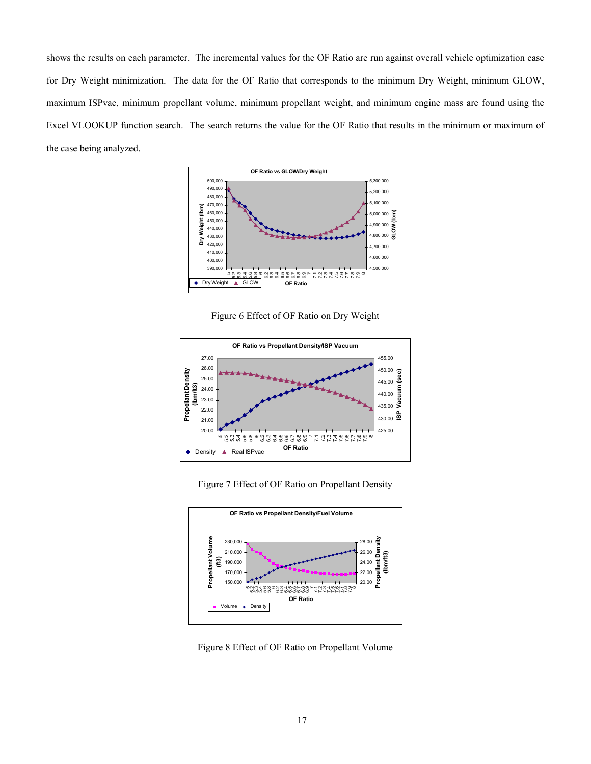shows the results on each parameter. The incremental values for the OF Ratio are run against overall vehicle optimization case for Dry Weight minimization. The data for the OF Ratio that corresponds to the minimum Dry Weight, minimum GLOW, maximum ISPvac, minimum propellant volume, minimum propellant weight, and minimum engine mass are found using the Excel VLOOKUP function search. The search returns the value for the OF Ratio that results in the minimum or maximum of the case being analyzed.

Figure 6 Effect of OF Ratio on Dry Weight

Figure 7 Effect of OF Ratio on Propellant Density

Figure 8 Effect of OF Ratio on Propellant Volume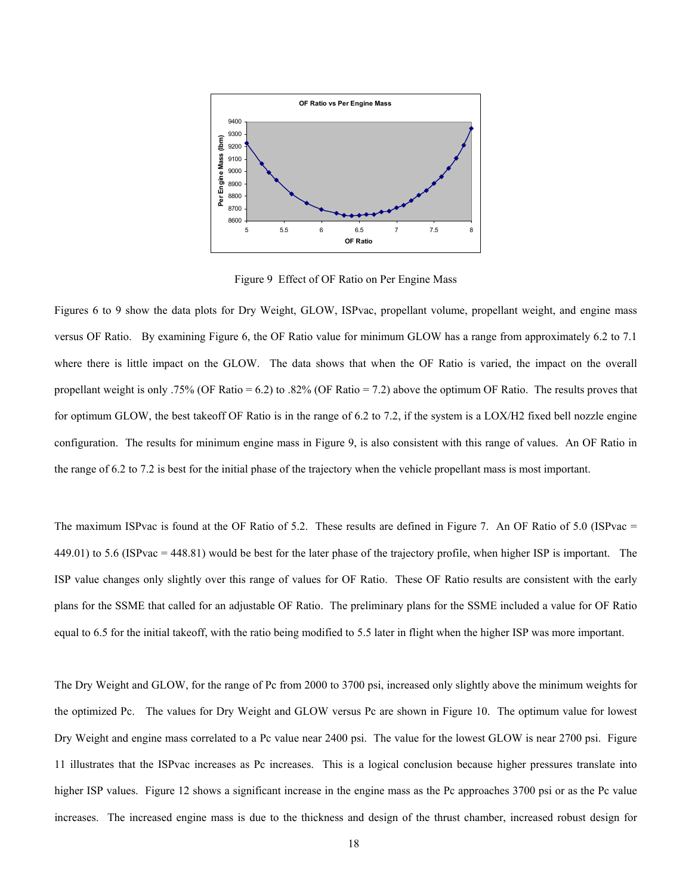Figure 9  Effect of OF Ratio on Per Engine Mass

Figures 6 to 9 show the data plots for Dry Weight, GLOW, ISPvac, propellant volume, propellant weight, and engine mass versus OF Ratio.  By examining Figure 6, the OF Ratio value for minimum GLOW has a range from approximately 6.2 to 7.1 where there is little impact on the GLOW.  The data shows that when the OF Ratio is varied, the impact on the overall propellant weight is only .75% (OF Ratio = 6.2) to .82% (OF Ratio = 7.2) above the optimum OF Ratio.  The results proves that for optimum GLOW, the best takeoff OF Ratio is in the range of 6.2 to 7.2, if the system is a LOX/H2 fixed bell nozzle engine configuration.  The results for minimum engine mass in Figure 9, is also consistent with this range of values.  An OF Ratio in the range of 6.2 to 7.2 is best for the initial phase of the trajectory when the vehicle propellant mass is most important.

The maximum ISPvac is found at the OF Ratio of 5.2.  These results are defined in Figure 7.  An OF Ratio of 5.0 (ISPvac = 449.01) to 5.6 (ISPvac = 448.81) would be best for the later phase of the trajectory profile, when higher ISP is important.  The ISP value changes only slightly over this range of values for OF Ratio.  These OF Ratio results are consistent with the early plans for the SSME that called for an adjustable OF Ratio.  The preliminary plans for the SSME included a value for OF Ratio equal to 6.5 for the initial takeoff, with the ratio being modified to 5.5 later in flight when the higher ISP was more important.

The Dry Weight and GLOW, for the range of Pc from 2000 to 3700 psi, increased only slightly above the minimum weights for the optimized Pc.  The values for Dry Weight and GLOW versus Pc are shown in Figure 10.  The optimum value for lowest Dry Weight and engine mass correlated to a Pc value near 2400 psi.  The value for the lowest GLOW is near 2700 psi.  Figure 11 illustrates that the ISPvac increases as Pc increases.  This is a logical conclusion because higher pressures translate into higher ISP values.  Figure 12 shows a significant increase in the engine mass as the Pc approaches 3700 psi or as the Pc value increases.  The increased engine mass is due to the thickness and design of the thrust chamber, increased robust design for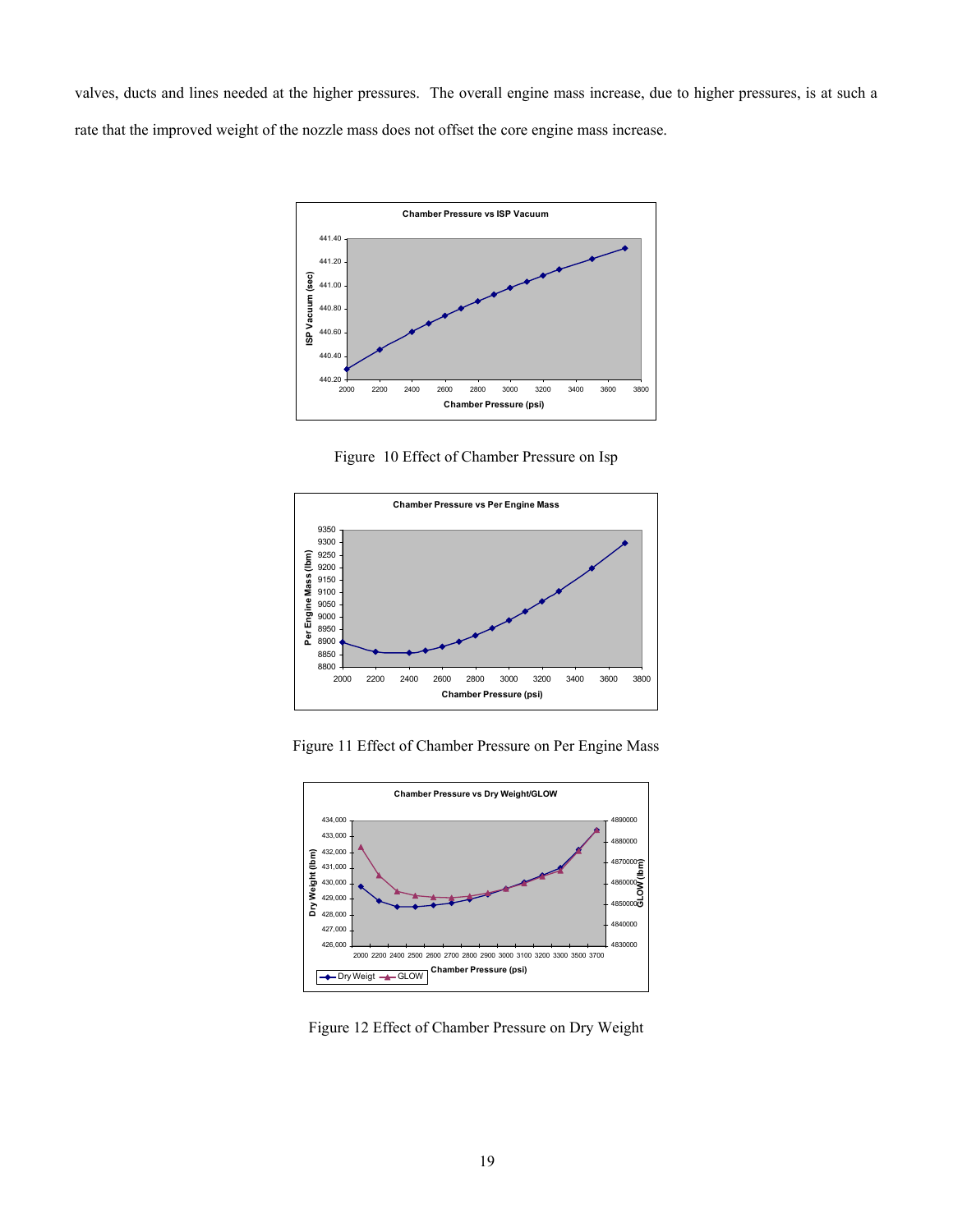valves, ducts and lines needed at the higher pressures. The overall engine mass increase, due to higher pressures, is at such a rate that the improved weight of the nozzle mass does not offset the core engine mass increase.

Figure 10 Effect of Chamber Pressure on Isp

Figure 11 Effect of Chamber Pressure on Per Engine Mass

Figure 12 Effect of Chamber Pressure on Dry Weight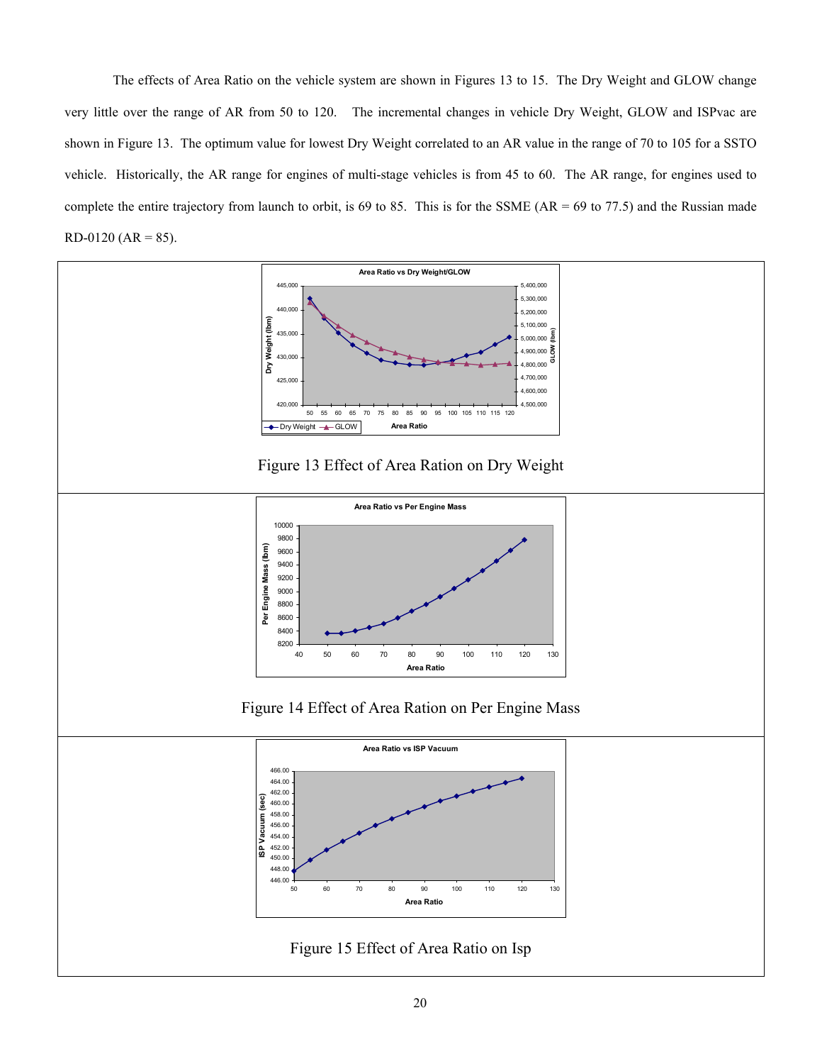The effects of Area Ratio on the vehicle system are shown in Figures 13 to 15. The Dry Weight and GLOW change very little over the range of AR from 50 to 120. The incremental changes in vehicle Dry Weight, GLOW and ISPvac are shown in Figure 13. The optimum value for lowest Dry Weight correlated to an AR value in the range of 70 to 105 for a SSTO vehicle. Historically, the AR range for engines of multi-stage vehicles is from 45 to 60. The AR range, for engines used to complete the entire trajectory from launch to orbit, is 69 to 85. This is for the SSME (AR = 69 to 77.5) and the Russian made RD-0120 (AR = 85).

Figure 13 Effect of Area Ration on Dry Weight

Figure 14 Effect of Area Ration on Per Engine Mass

Figure 15 Effect of Area Ratio on Isp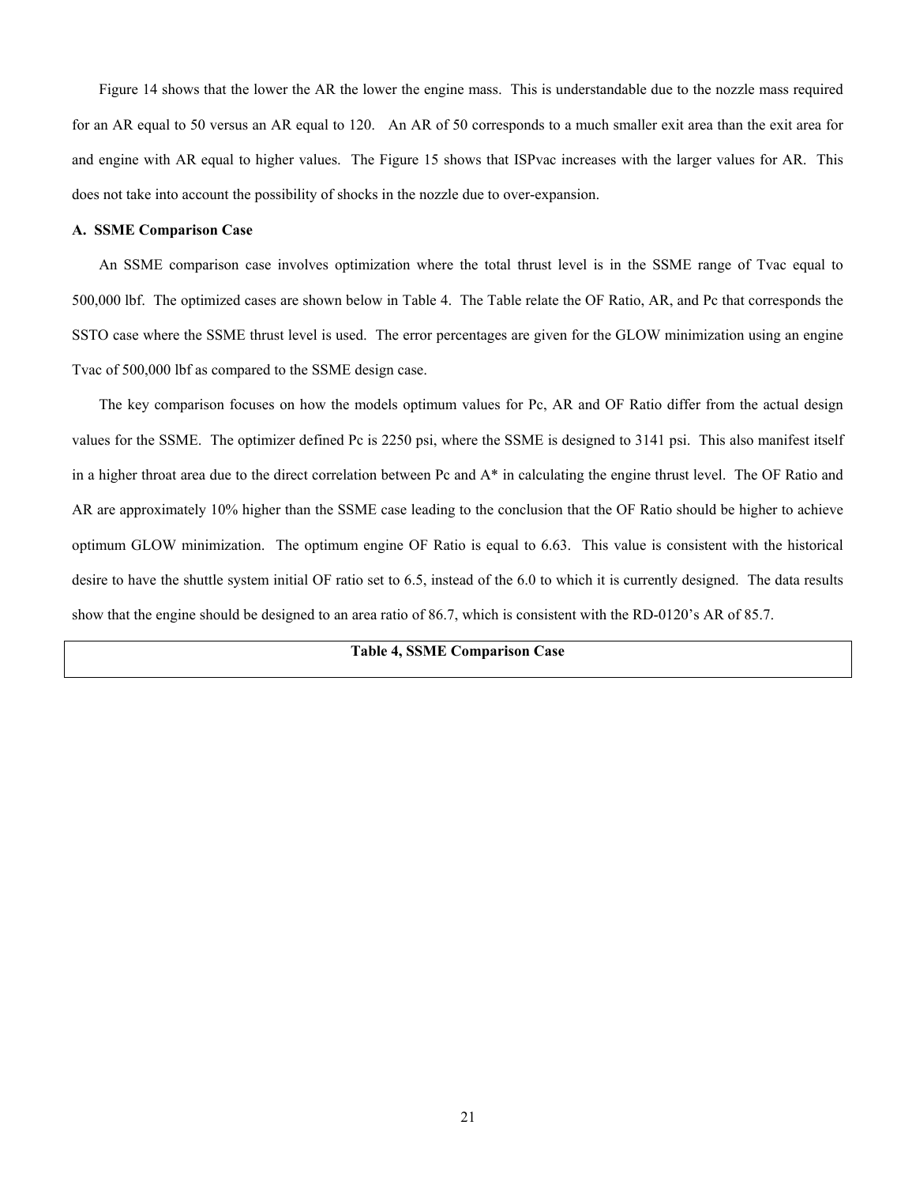Figure 14 shows that the lower the AR the lower the engine mass. This is understandable due to the nozzle mass required for an AR equal to 50 versus an AR equal to 120. An AR of 50 corresponds to a much smaller exit area than the exit area for and engine with AR equal to higher values. The Figure 15 shows that ISPvac increases with the larger values for AR. This does not take into account the possibility of shocks in the nozzle due to over-expansion.

### A. SSME Comparison Case

An SSME comparison case involves optimization where the total thrust level is in the SSME range of Tvac equal to 500,000 lbf. The optimized cases are shown below in Table 4. The Table relate the OF Ratio, AR, and Pc that corresponds the SSTO case where the SSME thrust level is used. The error percentages are given for the GLOW minimization using an engine Tvac of 500,000 lbf as compared to the SSME design case.

The key comparison focuses on how the models optimum values for Pc, AR and OF Ratio differ from the actual design values for the SSME. The optimizer defined Pc is 2250 psi, where the SSME is designed to 3141 psi. This also manifest itself in a higher throat area due to the direct correlation between Pc and A* in calculating the engine thrust level. The OF Ratio and AR are approximately 10% higher than the SSME case leading to the conclusion that the OF Ratio should be higher to achieve optimum GLOW minimization. The optimum engine OF Ratio is equal to 6.63. This value is consistent with the historical desire to have the shuttle system initial OF ratio set to 6.5, instead of the 6.0 to which it is currently designed. The data results show that the engine should be designed to an area ratio of 86.7, which is consistent with the RD-0120's AR of 85.7.

**Table 4, SSME Comparison Case**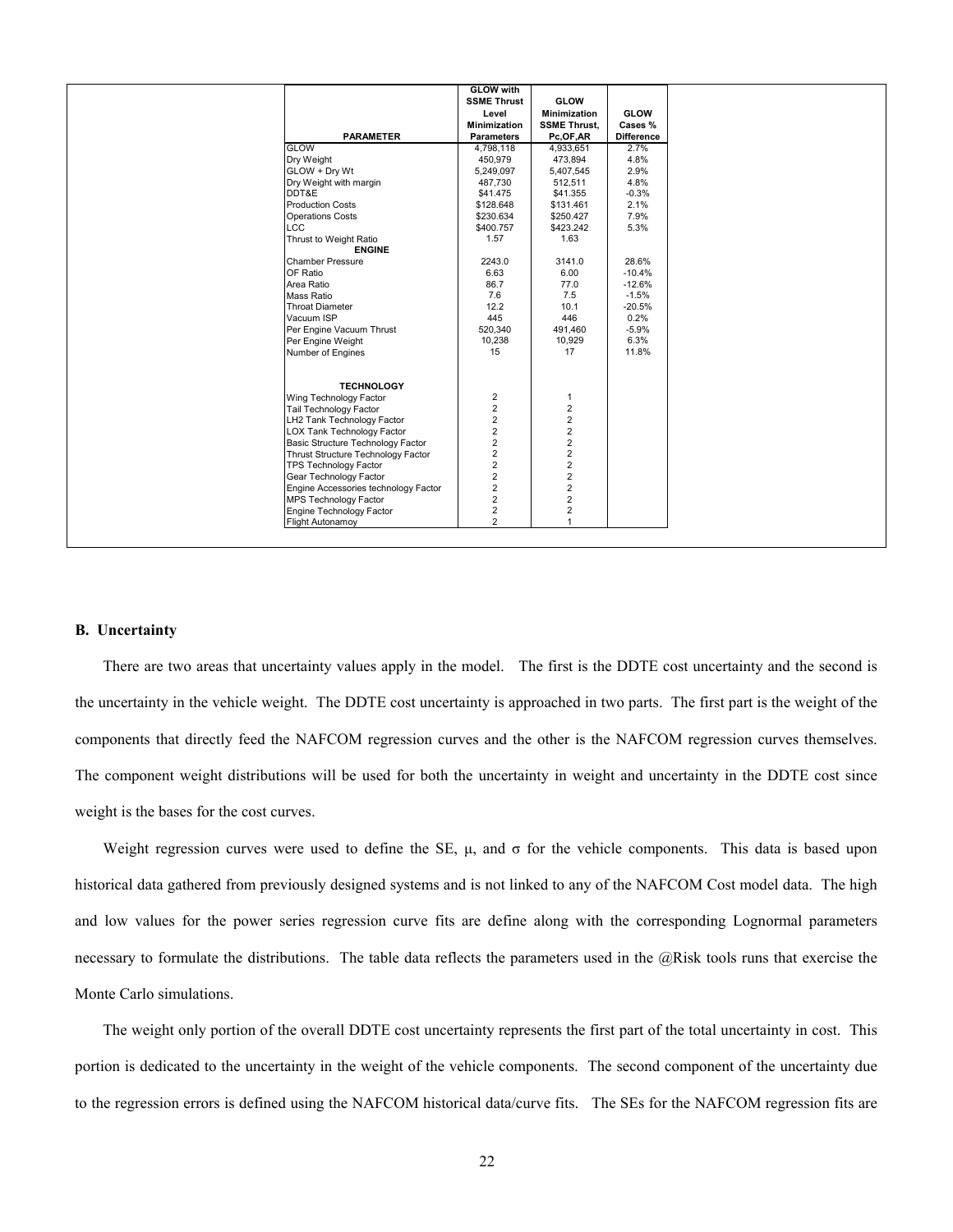| PARAMETER | GLOW with SSME Thrust Level Minimization Parameters | GLOW Minimization SSME Thrust, Pc,OF,AR | GLOW Cases % Difference |
|---|---|---|---|
| GLOW | 4,798,118 | 4,933,651 | 2.7% |
| Dry Weight | 450,979 | 473,894 | 4.8% |
| GLOW + Dry Wt | 5,249,097 | 5,407,545 | 2.9% |
| Dry Weight with margin | 487,730 | 512,511 | 4.8% |
| DDT&E | $41.475 | $41.355 | -0.3% |
| Production Costs | $128.648 | $131.461 | 2.1% |
| Operations Costs | $230.634 | $250.427 | 7.9% |
| LCC | $400.757 | $423.242 | 5.3% |
| Thrust to Weight Ratio | 1.57 | 1.63 | |
| **ENGINE** | | | |
| Chamber Pressure | 2243.0 | 3141.0 | 28.6% |
| OF Ratio | 6.63 | 6.00 | -10.4% |
| Area Ratio | 86.7 | 77.0 | -12.6% |
| Mass Ratio | 7.6 | 7.5 | -1.5% |
| Throat Diameter | 12.2 | 10.1 | -20.5% |
| Vacuum ISP | 445 | 446 | 0.2% |
| Per Engine Vacuum Thrust | 520,340 | 491,460 | -5.9% |
| Per Engine Weight | 10,238 | 10,929 | 6.3% |
| Number of Engines | 15 | 17 | 11.8% |
| **TECHNOLOGY** | | | |
| Wing Technology Factor | 2 | 1 | |
| Tail Technology Factor | 2 | 2 | |
| LH2 Tank Technology Factor | 2 | 2 | |
| LOX Tank Technology Factor | 2 | 2 | |
| Basic Structure Technology Factor | 2 | 2 | |
| Thrust Structure Technology Factor | 2 | 2 | |
| TPS Technology Factor | 2 | 2 | |
| Gear Technology Factor | 2 | 2 | |
| Engine Accessories technology Factor | 2 | 2 | |
| MPS Technology Factor | 2 | 2 | |
| Engine Technology Factor | 2 | 2 | |
| Flight Autonamoy | 2 | 1 | |

### B. Uncertainty

There are two areas that uncertainty values apply in the model. The first is the DDTE cost uncertainty and the second is the uncertainty in the vehicle weight. The DDTE cost uncertainty is approached in two parts. The first part is the weight of the components that directly feed the NAFCOM regression curves and the other is the NAFCOM regression curves themselves. The component weight distributions will be used for both the uncertainty in weight and uncertainty in the DDTE cost since weight is the bases for the cost curves.

Weight regression curves were used to define the SE, $\mu$, and $\sigma$ for the vehicle components. This data is based upon historical data gathered from previously designed systems and is not linked to any of the NAFCOM Cost model data. The high and low values for the power series regression curve fits are define along with the corresponding Lognormal parameters necessary to formulate the distributions. The table data reflects the parameters used in the @Risk tools runs that exercise the Monte Carlo simulations.

The weight only portion of the overall DDTE cost uncertainty represents the first part of the total uncertainty in cost. This portion is dedicated to the uncertainty in the weight of the vehicle components. The second component of the uncertainty due to the regression errors is defined using the NAFCOM historical data/curve fits. The SEs for the NAFCOM regression fits are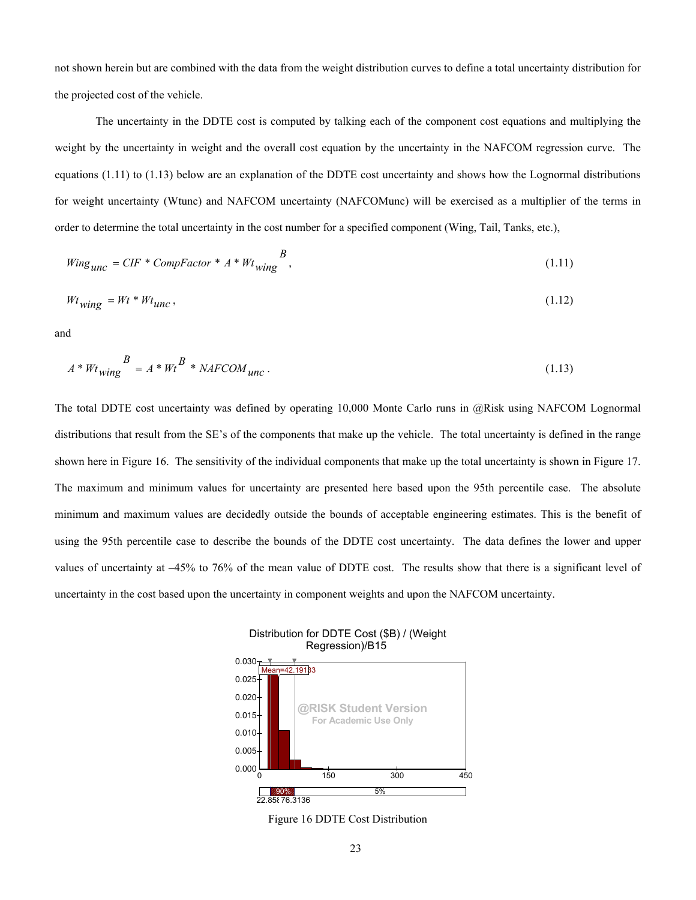not shown herein but are combined with the data from the weight distribution curves to define a total uncertainty distribution for the projected cost of the vehicle.

The uncertainty in the DDTE cost is computed by talking each of the component cost equations and multiplying the weight by the uncertainty in weight and the overall cost equation by the uncertainty in the NAFCOM regression curve. The equations (1.11) to (1.13) below are an explanation of the DDTE cost uncertainty and shows how the Lognormal distributions for weight uncertainty (Wtunc) and NAFCOM uncertainty (NAFCOMunc) will be exercised as a multiplier of the terms in order to determine the total uncertainty in the cost number for a specified component (Wing, Tail, Tanks, etc.),

$$Wing_{unc} = CIF * CompFactor * A * Wt_{wing}^{\ B}, \tag{1.11}$$

$$Wt_{wing} = Wt * Wt_{unc}, \tag{1.12}$$

and

$$A * Wt_{wing}^{\ B} = A * Wt^{B} * NAFCOM_{unc}. \tag{1.13}$$

The total DDTE cost uncertainty was defined by operating 10,000 Monte Carlo runs in @Risk using NAFCOM Lognormal distributions that result from the SE's of the components that make up the vehicle. The total uncertainty is defined in the range shown here in Figure 16. The sensitivity of the individual components that make up the total uncertainty is shown in Figure 17. The maximum and minimum values for uncertainty are presented here based upon the 95th percentile case. The absolute minimum and maximum values are decidedly outside the bounds of acceptable engineering estimates. This is the benefit of using the 95th percentile case to describe the bounds of the DDTE cost uncertainty. The data defines the lower and upper values of uncertainty at –45% to 76% of the mean value of DDTE cost. The results show that there is a significant level of uncertainty in the cost based upon the uncertainty in component weights and upon the NAFCOM uncertainty.

Figure 16 DDTE Cost Distribution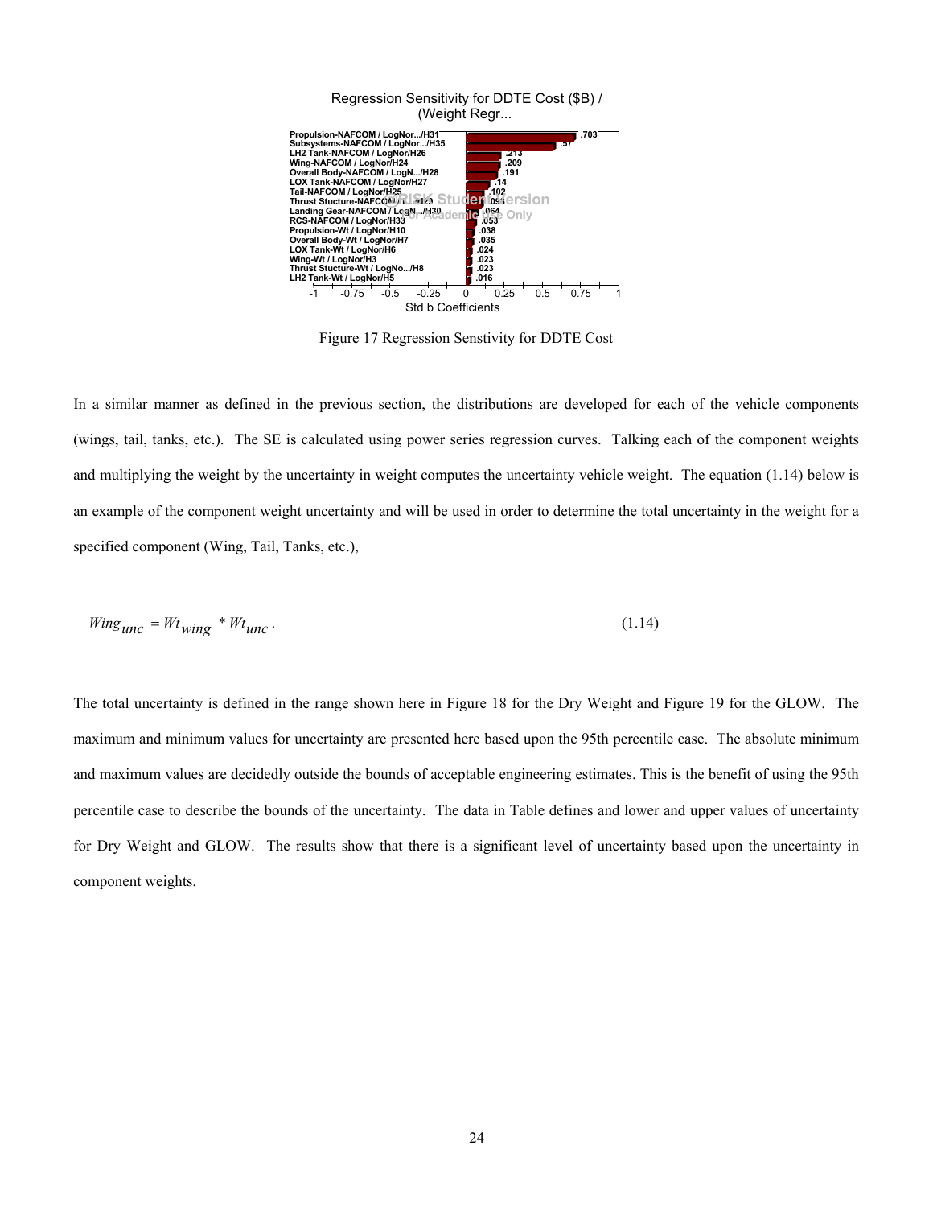Regression Sensitivity for DDTE Cost ($B) / (Weight Regr...

| Input | Std b Coefficient |
|---|---|
| Propulsion-NAFCOM / LogNor.../H31 | .703 |
| Subsystems-NAFCOM / LogNor.../H35 | .57 |
| LH2 Tank-NAFCOM / LogNor/H26 | .213 |
| Wing-NAFCOM / LogNor/H24 | .209 |
| Overall Body-NAFCOM / LogN.../H28 | .191 |
| LOX Tank-NAFCOM / LogNor/H27 | .14 |
| Tail-NAFCOM / LogNor/H25 | .102 |
| Thrust Stucture-NAFCOM / L.../H29 | .099 |
| Landing Gear-NAFCOM / LogN.../H30 | .064 |
| RCS-NAFCOM / LogNor/H33 | .053 |
| Propulsion-Wt / LogNor/H10 | .038 |
| Overall Body-Wt / LogNor/H7 | .035 |
| LOX Tank-Wt / LogNor/H6 | .024 |
| Wing-Wt / LogNor/H3 | .023 |
| Thrust Stucture-Wt / LogNo.../H8 | .023 |
| LH2 Tank-Wt / LogNor/H5 | .016 |

Figure 17 Regression Senstivity for DDTE Cost

In a similar manner as defined in the previous section, the distributions are developed for each of the vehicle components (wings, tail, tanks, etc.). The SE is calculated using power series regression curves. Talking each of the component weights and multiplying the weight by the uncertainty in weight computes the uncertainty vehicle weight. The equation (1.14) below is an example of the component weight uncertainty and will be used in order to determine the total uncertainty in the weight for a specified component (Wing, Tail, Tanks, etc.),

$$Wing_{unc} = Wt_{wing} * Wt_{unc}. \tag{1.14}$$

The total uncertainty is defined in the range shown here in Figure 18 for the Dry Weight and Figure 19 for the GLOW. The maximum and minimum values for uncertainty are presented here based upon the 95th percentile case. The absolute minimum and maximum values are decidedly outside the bounds of acceptable engineering estimates. This is the benefit of using the 95th percentile case to describe the bounds of the uncertainty. The data in Table defines and lower and upper values of uncertainty for Dry Weight and GLOW. The results show that there is a significant level of uncertainty based upon the uncertainty in component weights.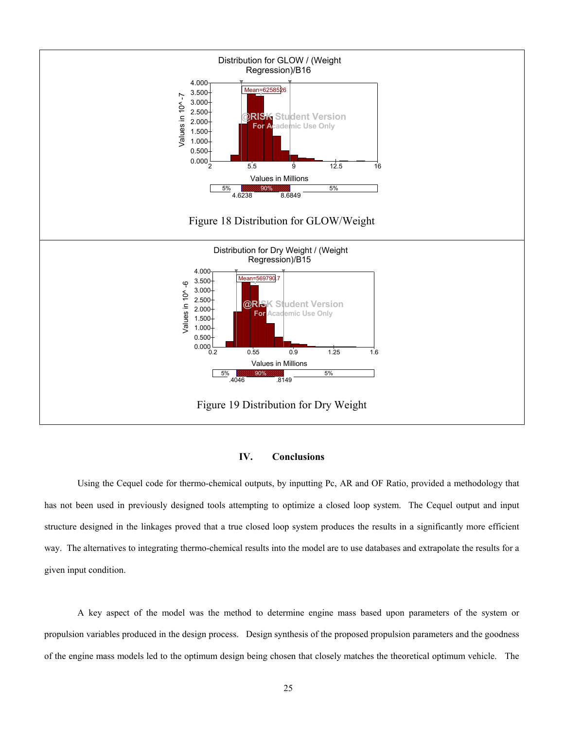Figure 18 Distribution for GLOW/Weight

Figure 19 Distribution for Dry Weight

## IV. Conclusions

Using the Cequel code for thermo-chemical outputs, by inputting Pc, AR and OF Ratio, provided a methodology that has not been used in previously designed tools attempting to optimize a closed loop system. The Cequel output and input structure designed in the linkages proved that a true closed loop system produces the results in a significantly more efficient way. The alternatives to integrating thermo-chemical results into the model are to use databases and extrapolate the results for a given input condition.

A key aspect of the model was the method to determine engine mass based upon parameters of the system or propulsion variables produced in the design process. Design synthesis of the proposed propulsion parameters and the goodness of the engine mass models led to the optimum design being chosen that closely matches the theoretical optimum vehicle. The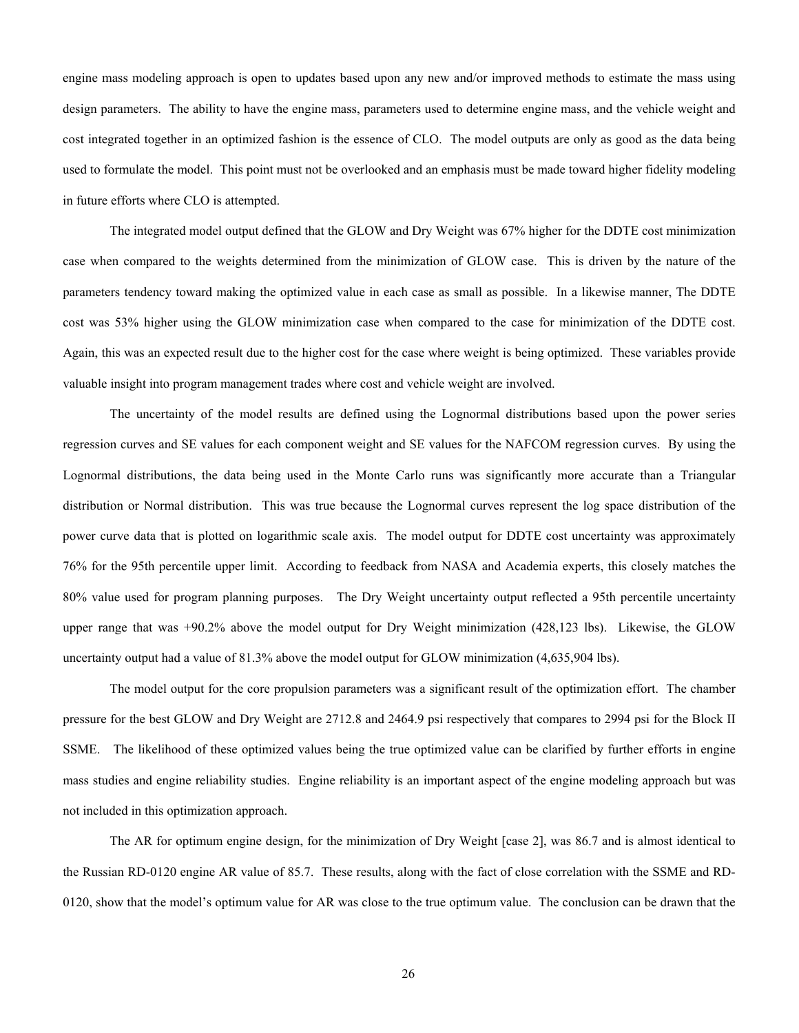engine mass modeling approach is open to updates based upon any new and/or improved methods to estimate the mass using design parameters. The ability to have the engine mass, parameters used to determine engine mass, and the vehicle weight and cost integrated together in an optimized fashion is the essence of CLO. The model outputs are only as good as the data being used to formulate the model. This point must not be overlooked and an emphasis must be made toward higher fidelity modeling in future efforts where CLO is attempted.

The integrated model output defined that the GLOW and Dry Weight was 67% higher for the DDTE cost minimization case when compared to the weights determined from the minimization of GLOW case. This is driven by the nature of the parameters tendency toward making the optimized value in each case as small as possible. In a likewise manner, The DDTE cost was 53% higher using the GLOW minimization case when compared to the case for minimization of the DDTE cost. Again, this was an expected result due to the higher cost for the case where weight is being optimized. These variables provide valuable insight into program management trades where cost and vehicle weight are involved.

The uncertainty of the model results are defined using the Lognormal distributions based upon the power series regression curves and SE values for each component weight and SE values for the NAFCOM regression curves. By using the Lognormal distributions, the data being used in the Monte Carlo runs was significantly more accurate than a Triangular distribution or Normal distribution. This was true because the Lognormal curves represent the log space distribution of the power curve data that is plotted on logarithmic scale axis. The model output for DDTE cost uncertainty was approximately 76% for the 95th percentile upper limit. According to feedback from NASA and Academia experts, this closely matches the 80% value used for program planning purposes. The Dry Weight uncertainty output reflected a 95th percentile uncertainty upper range that was +90.2% above the model output for Dry Weight minimization (428,123 lbs). Likewise, the GLOW uncertainty output had a value of 81.3% above the model output for GLOW minimization (4,635,904 lbs).

The model output for the core propulsion parameters was a significant result of the optimization effort. The chamber pressure for the best GLOW and Dry Weight are 2712.8 and 2464.9 psi respectively that compares to 2994 psi for the Block II SSME. The likelihood of these optimized values being the true optimized value can be clarified by further efforts in engine mass studies and engine reliability studies. Engine reliability is an important aspect of the engine modeling approach but was not included in this optimization approach.

The AR for optimum engine design, for the minimization of Dry Weight [case 2], was 86.7 and is almost identical to the Russian RD-0120 engine AR value of 85.7. These results, along with the fact of close correlation with the SSME and RD-0120, show that the model's optimum value for AR was close to the true optimum value. The conclusion can be drawn that the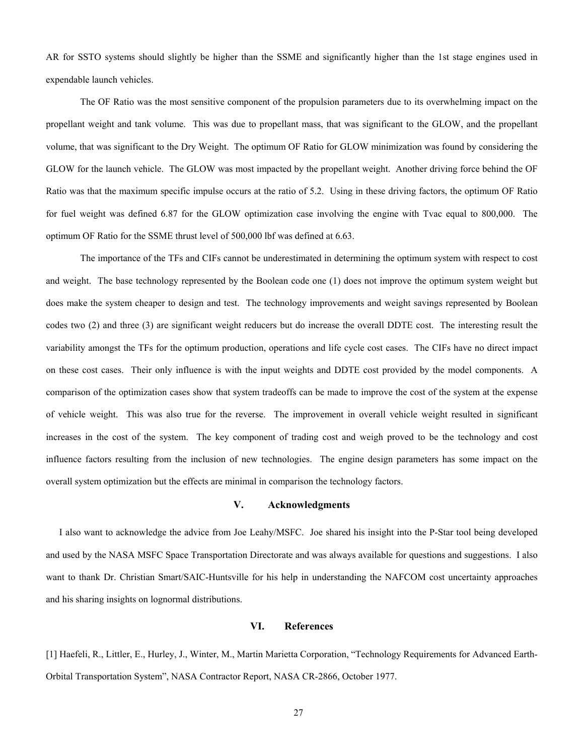AR for SSTO systems should slightly be higher than the SSME and significantly higher than the 1st stage engines used in expendable launch vehicles.

The OF Ratio was the most sensitive component of the propulsion parameters due to its overwhelming impact on the propellant weight and tank volume. This was due to propellant mass, that was significant to the GLOW, and the propellant volume, that was significant to the Dry Weight. The optimum OF Ratio for GLOW minimization was found by considering the GLOW for the launch vehicle. The GLOW was most impacted by the propellant weight. Another driving force behind the OF Ratio was that the maximum specific impulse occurs at the ratio of 5.2. Using in these driving factors, the optimum OF Ratio for fuel weight was defined 6.87 for the GLOW optimization case involving the engine with Tvac equal to 800,000. The optimum OF Ratio for the SSME thrust level of 500,000 lbf was defined at 6.63.

The importance of the TFs and CIFs cannot be underestimated in determining the optimum system with respect to cost and weight. The base technology represented by the Boolean code one (1) does not improve the optimum system weight but does make the system cheaper to design and test. The technology improvements and weight savings represented by Boolean codes two (2) and three (3) are significant weight reducers but do increase the overall DDTE cost. The interesting result the variability amongst the TFs for the optimum production, operations and life cycle cost cases. The CIFs have no direct impact on these cost cases. Their only influence is with the input weights and DDTE cost provided by the model components. A comparison of the optimization cases show that system tradeoffs can be made to improve the cost of the system at the expense of vehicle weight. This was also true for the reverse. The improvement in overall vehicle weight resulted in significant increases in the cost of the system. The key component of trading cost and weigh proved to be the technology and cost influence factors resulting from the inclusion of new technologies. The engine design parameters has some impact on the overall system optimization but the effects are minimal in comparison the technology factors.

## V. Acknowledgments

I also want to acknowledge the advice from Joe Leahy/MSFC. Joe shared his insight into the P-Star tool being developed and used by the NASA MSFC Space Transportation Directorate and was always available for questions and suggestions. I also want to thank Dr. Christian Smart/SAIC-Huntsville for his help in understanding the NAFCOM cost uncertainty approaches and his sharing insights on lognormal distributions.

## VI. References

[1] Haefeli, R., Littler, E., Hurley, J., Winter, M., Martin Marietta Corporation, "Technology Requirements for Advanced Earth-Orbital Transportation System", NASA Contractor Report, NASA CR-2866, October 1977.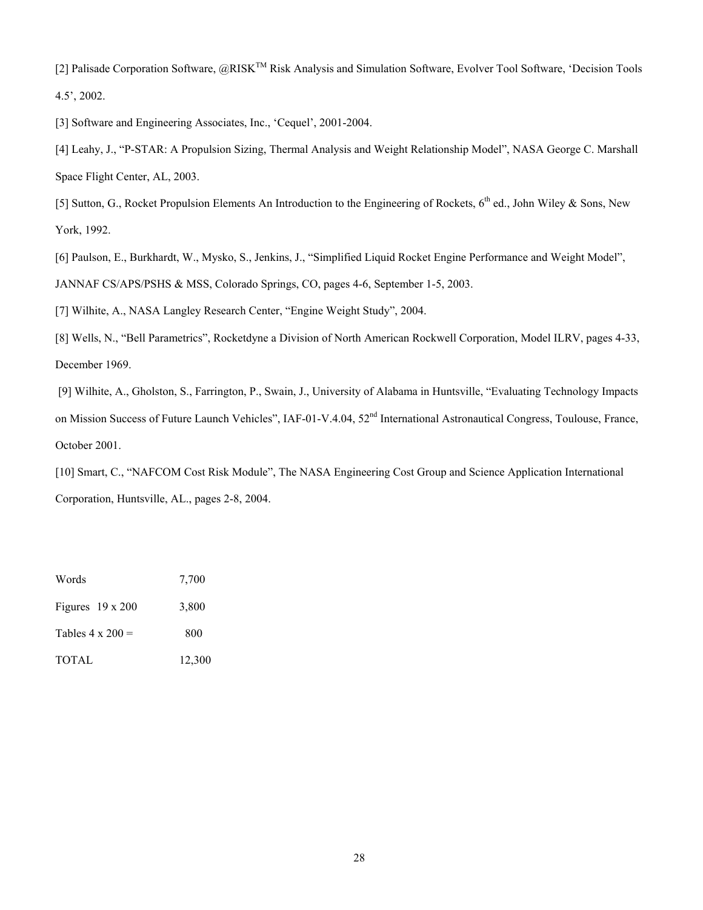[2] Palisade Corporation Software, @RISK[TM] Risk Analysis and Simulation Software, Evolver Tool Software, 'Decision Tools 4.5', 2002.

[3] Software and Engineering Associates, Inc., 'Cequel', 2001-2004.

[4] Leahy, J., "P-STAR: A Propulsion Sizing, Thermal Analysis and Weight Relationship Model", NASA George C. Marshall Space Flight Center, AL, 2003.

[5] Sutton, G., Rocket Propulsion Elements An Introduction to the Engineering of Rockets, 6[th] ed., John Wiley & Sons, New York, 1992.

[6] Paulson, E., Burkhardt, W., Mysko, S., Jenkins, J., "Simplified Liquid Rocket Engine Performance and Weight Model", JANNAF CS/APS/PSHS & MSS, Colorado Springs, CO, pages 4-6, September 1-5, 2003.

[7] Wilhite, A., NASA Langley Research Center, "Engine Weight Study", 2004.

[8] Wells, N., "Bell Parametrics", Rocketdyne a Division of North American Rockwell Corporation, Model ILRV, pages 4-33, December 1969.

[9] Wilhite, A., Gholston, S., Farrington, P., Swain, J., University of Alabama in Huntsville, "Evaluating Technology Impacts on Mission Success of Future Launch Vehicles", IAF-01-V.4.04, 52[nd] International Astronautical Congress, Toulouse, France, October 2001.

[10] Smart, C., "NAFCOM Cost Risk Module", The NASA Engineering Cost Group and Science Application International Corporation, Huntsville, AL., pages 2-8, 2004.

| | |
|---|---|
| Words | 7,700 |
| Figures 19 x 200 | 3,800 |
| Tables 4 x 200 = | 800 |
| TOTAL | 12,300 |